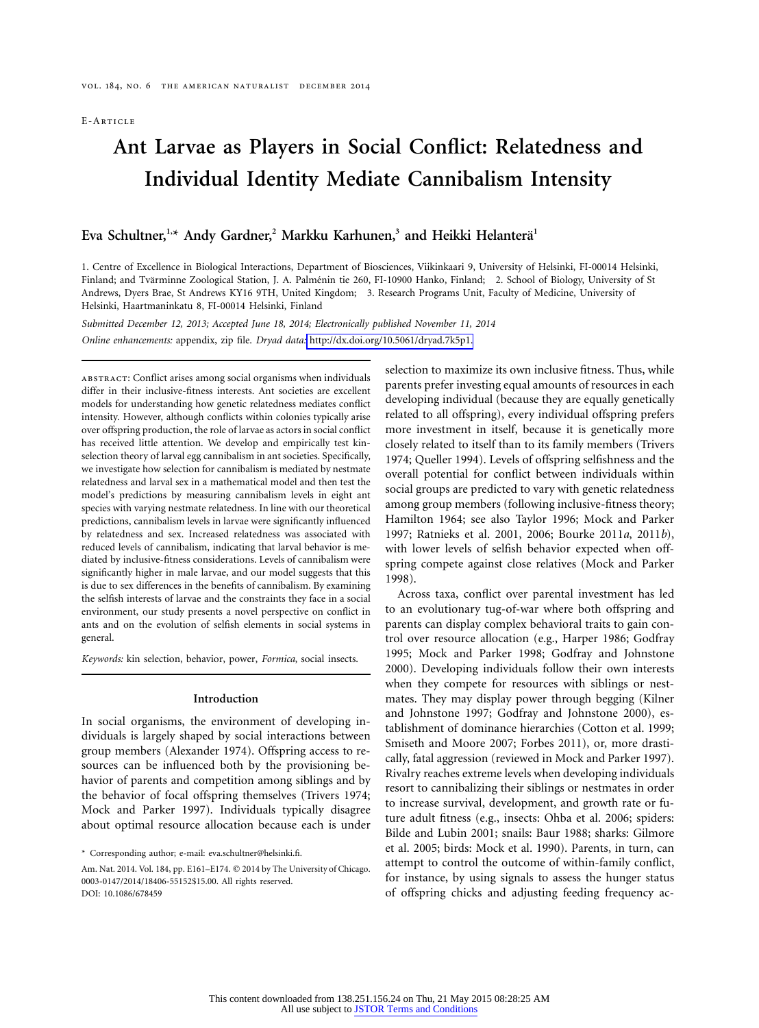E-Article

# Ant Larvae as Players in Social Conflict: Relatedness and Individual Identity Mediate Cannibalism Intensity

**Eva Schultner,[1,*] Andy Gardner,[2] Markku Karhunen,[3] and Heikki Helanterä[1]**

1. Centre of Excellence in Biological Interactions, Department of Biosciences, Viikinkaari 9, University of Helsinki, FI-00014 Helsinki, Finland; and Tvärminne Zoological Station, J. A. Palménin tie 260, FI-10900 Hanko, Finland; 2. School of Biology, University of St Andrews, Dyers Brae, St Andrews KY16 9TH, United Kingdom; 3. Research Programs Unit, Faculty of Medicine, University of Helsinki, Haartmaninkatu 8, FI-00014 Helsinki, Finland

*Submitted December 12, 2013; Accepted June 18, 2014; Electronically published November 11, 2014*

*Online enhancements:* appendix, zip file. *Dryad data:* http://dx.doi.org/10.5061/dryad.7k5p1.

abstract: Conflict arises among social organisms when individuals differ in their inclusive-fitness interests. Ant societies are excellent models for understanding how genetic relatedness mediates conflict intensity. However, although conflicts within colonies typically arise over offspring production, the role of larvae as actors in social conflict has received little attention. We develop and empirically test kin-selection theory of larval egg cannibalism in ant societies. Specifically, we investigate how selection for cannibalism is mediated by nestmate relatedness and larval sex in a mathematical model and then test the model's predictions by measuring cannibalism levels in eight ant species with varying nestmate relatedness. In line with our theoretical predictions, cannibalism levels in larvae were significantly influenced by relatedness and sex. Increased relatedness was associated with reduced levels of cannibalism, indicating that larval behavior is mediated by inclusive-fitness considerations. Levels of cannibalism were significantly higher in male larvae, and our model suggests that this is due to sex differences in the benefits of cannibalism. By examining the selfish interests of larvae and the constraints they face in a social environment, our study presents a novel perspective on conflict in ants and on the evolution of selfish elements in social systems in general.

*Keywords:* kin selection, behavior, power, *Formica*, social insects.

## Introduction

In social organisms, the environment of developing individuals is largely shaped by social interactions between group members (Alexander 1974). Offspring access to resources can be influenced both by the provisioning behavior of parents and competition among siblings and by the behavior of focal offspring themselves (Trivers 1974; Mock and Parker 1997). Individuals typically disagree about optimal resource allocation because each is under selection to maximize its own inclusive fitness. Thus, while parents prefer investing equal amounts of resources in each developing individual (because they are equally genetically related to all offspring), every individual offspring prefers more investment in itself, because it is genetically more closely related to itself than to its family members (Trivers 1974; Queller 1994). Levels of offspring selfishness and the overall potential for conflict between individuals within social groups are predicted to vary with genetic relatedness among group members (following inclusive-fitness theory; Hamilton 1964; see also Taylor 1996; Mock and Parker 1997; Ratnieks et al. 2001, 2006; Bourke 2011*a*, 2011*b*), with lower levels of selfish behavior expected when offspring compete against close relatives (Mock and Parker 1998).

Across taxa, conflict over parental investment has led to an evolutionary tug-of-war where both offspring and parents can display complex behavioral traits to gain control over resource allocation (e.g., Harper 1986; Godfray 1995; Mock and Parker 1998; Godfray and Johnstone 2000). Developing individuals follow their own interests when they compete for resources with siblings or nestmates. They may display power through begging (Kilner and Johnstone 1997; Godfray and Johnstone 2000), establishment of dominance hierarchies (Cotton et al. 1999; Smiseth and Moore 2007; Forbes 2011), or, more drastically, fatal aggression (reviewed in Mock and Parker 1997). Rivalry reaches extreme levels when developing individuals resort to cannibalizing their siblings or nestmates in order to increase survival, development, and growth rate or future adult fitness (e.g., insects: Ohba et al. 2006; spiders: Bilde and Lubin 2001; snails: Baur 1988; sharks: Gilmore et al. 2005; birds: Mock et al. 1990). Parents, in turn, can attempt to control the outcome of within-family conflict, for instance, by using signals to assess the hunger status of offspring chicks and adjusting feeding frequency ac-

* Corresponding author; e-mail: eva.schultner@helsinki.fi.

Am. Nat. 2014. Vol. 184, pp. E161–E174. © 2014 by The University of Chicago. 0003-0147/2014/18406-55152$15.00. All rights reserved.
DOI: 10.1086/678459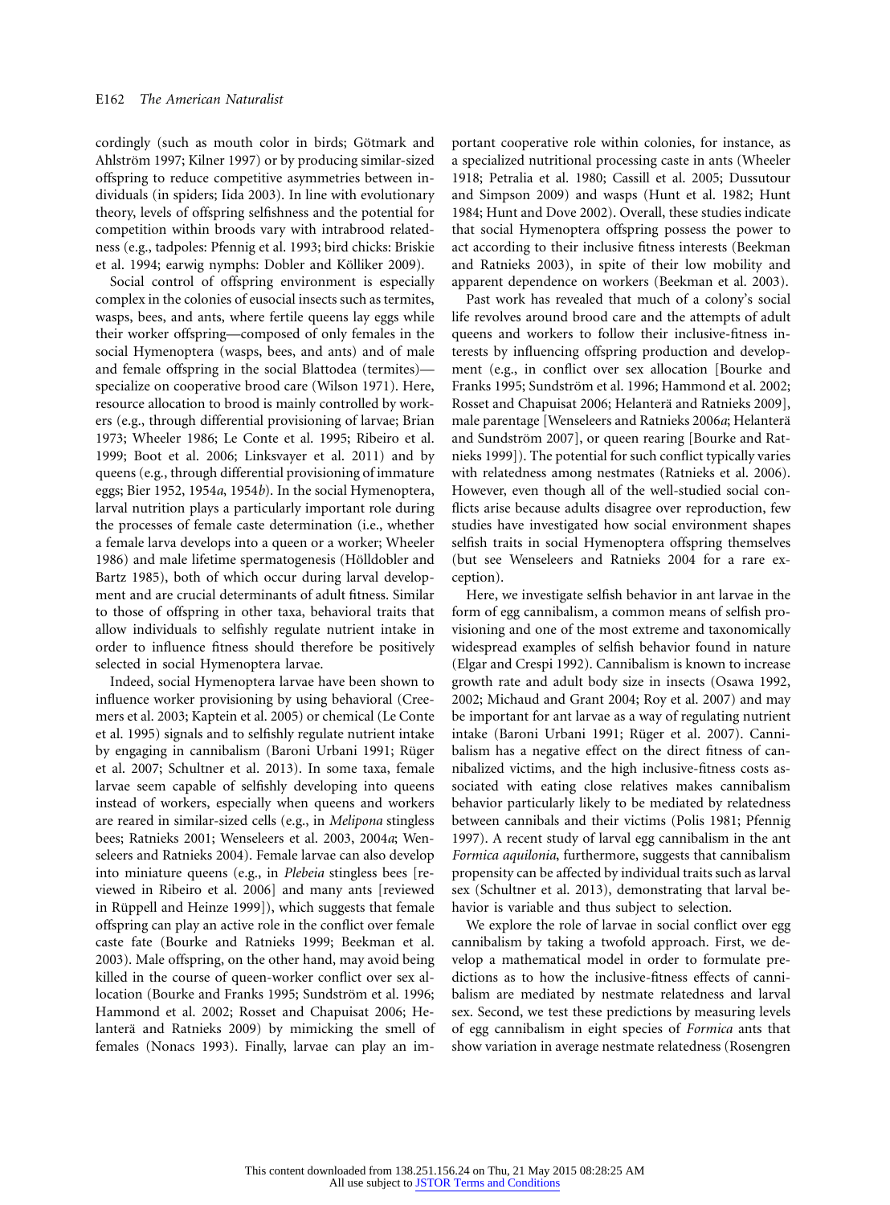cordingly (such as mouth color in birds; Götmark and Ahlström 1997; Kilner 1997) or by producing similar-sized offspring to reduce competitive asymmetries between individuals (in spiders; Iida 2003). In line with evolutionary theory, levels of offspring selfishness and the potential for competition within broods vary with intrabrood relatedness (e.g., tadpoles: Pfennig et al. 1993; bird chicks: Briskie et al. 1994; earwig nymphs: Dobler and Kölliker 2009).

Social control of offspring environment is especially complex in the colonies of eusocial insects such as termites, wasps, bees, and ants, where fertile queens lay eggs while their worker offspring—composed of only females in the social Hymenoptera (wasps, bees, and ants) and of male and female offspring in the social Blattodea (termites)—specialize on cooperative brood care (Wilson 1971). Here, resource allocation to brood is mainly controlled by workers (e.g., through differential provisioning of larvae; Brian 1973; Wheeler 1986; Le Conte et al. 1995; Ribeiro et al. 1999; Boot et al. 2006; Linksvayer et al. 2011) and by queens (e.g., through differential provisioning of immature eggs; Bier 1952, 1954*a*, 1954*b*). In the social Hymenoptera, larval nutrition plays a particularly important role during the processes of female caste determination (i.e., whether a female larva develops into a queen or a worker; Wheeler 1986) and male lifetime spermatogenesis (Hölldobler and Bartz 1985), both of which occur during larval development and are crucial determinants of adult fitness. Similar to those of offspring in other taxa, behavioral traits that allow individuals to selfishly regulate nutrient intake in order to influence fitness should therefore be positively selected in social Hymenoptera larvae.

Indeed, social Hymenoptera larvae have been shown to influence worker provisioning by using behavioral (Creemers et al. 2003; Kaptein et al. 2005) or chemical (Le Conte et al. 1995) signals and to selfishly regulate nutrient intake by engaging in cannibalism (Baroni Urbani 1991; Rüger et al. 2007; Schultner et al. 2013). In some taxa, female larvae seem capable of selfishly developing into queens instead of workers, especially when queens and workers are reared in similar-sized cells (e.g., in *Melipona* stingless bees; Ratnieks 2001; Wenseleers et al. 2003, 2004*a*; Wenseleers and Ratnieks 2004). Female larvae can also develop into miniature queens (e.g., in *Plebeia* stingless bees [reviewed in Ribeiro et al. 2006] and many ants [reviewed in Rüppell and Heinze 1999]), which suggests that female offspring can play an active role in the conflict over female caste fate (Bourke and Ratnieks 1999; Beekman et al. 2003). Male offspring, on the other hand, may avoid being killed in the course of queen-worker conflict over sex allocation (Bourke and Franks 1995; Sundström et al. 1996; Hammond et al. 2002; Rosset and Chapuisat 2006; Helanterä and Ratnieks 2009) by mimicking the smell of females (Nonacs 1993). Finally, larvae can play an important cooperative role within colonies, for instance, as a specialized nutritional processing caste in ants (Wheeler 1918; Petralia et al. 1980; Cassill et al. 2005; Dussutour and Simpson 2009) and wasps (Hunt et al. 1982; Hunt 1984; Hunt and Dove 2002). Overall, these studies indicate that social Hymenoptera offspring possess the power to act according to their inclusive fitness interests (Beekman and Ratnieks 2003), in spite of their low mobility and apparent dependence on workers (Beekman et al. 2003).

Past work has revealed that much of a colony's social life revolves around brood care and the attempts of adult queens and workers to follow their inclusive-fitness interests by influencing offspring production and development (e.g., in conflict over sex allocation [Bourke and Franks 1995; Sundström et al. 1996; Hammond et al. 2002; Rosset and Chapuisat 2006; Helanterä and Ratnieks 2009], male parentage [Wenseleers and Ratnieks 2006*a*; Helanterä and Sundström 2007], or queen rearing [Bourke and Ratnieks 1999]). The potential for such conflict typically varies with relatedness among nestmates (Ratnieks et al. 2006). However, even though all of the well-studied social conflicts arise because adults disagree over reproduction, few studies have investigated how social environment shapes selfish traits in social Hymenoptera offspring themselves (but see Wenseleers and Ratnieks 2004 for a rare exception).

Here, we investigate selfish behavior in ant larvae in the form of egg cannibalism, a common means of selfish provisioning and one of the most extreme and taxonomically widespread examples of selfish behavior found in nature (Elgar and Crespi 1992). Cannibalism is known to increase growth rate and adult body size in insects (Osawa 1992, 2002; Michaud and Grant 2004; Roy et al. 2007) and may be important for ant larvae as a way of regulating nutrient intake (Baroni Urbani 1991; Rüger et al. 2007). Cannibalism has a negative effect on the direct fitness of cannibalized victims, and the high inclusive-fitness costs associated with eating close relatives makes cannibalism behavior particularly likely to be mediated by relatedness between cannibals and their victims (Polis 1981; Pfennig 1997). A recent study of larval egg cannibalism in the ant *Formica aquilonia*, furthermore, suggests that cannibalism propensity can be affected by individual traits such as larval sex (Schultner et al. 2013), demonstrating that larval behavior is variable and thus subject to selection.

We explore the role of larvae in social conflict over egg cannibalism by taking a twofold approach. First, we develop a mathematical model in order to formulate predictions as to how the inclusive-fitness effects of cannibalism are mediated by nestmate relatedness and larval sex. Second, we test these predictions by measuring levels of egg cannibalism in eight species of *Formica* ants that show variation in average nestmate relatedness (Rosengren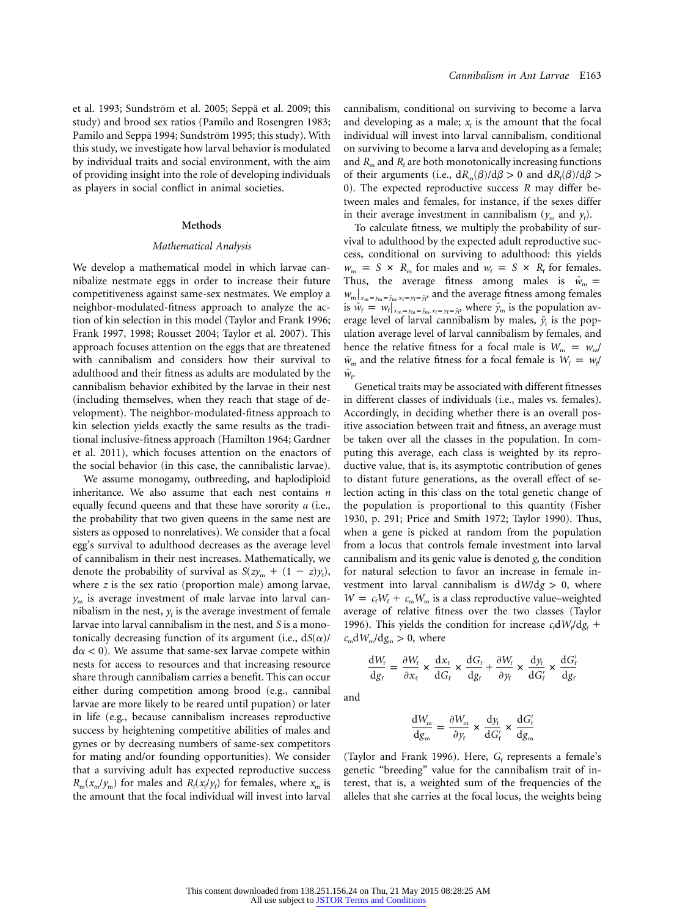et al. 1993; Sundström et al. 2005; Seppä et al. 2009; this study) and brood sex ratios (Pamilo and Rosengren 1983; Pamilo and Seppä 1994; Sundström 1995; this study). With this study, we investigate how larval behavior is modulated by individual traits and social environment, with the aim of providing insight into the role of developing individuals as players in social conflict in animal societies.

## Methods

### *Mathematical Analysis*

We develop a mathematical model in which larvae cannibalize nestmate eggs in order to increase their future competitiveness against same-sex nestmates. We employ a neighbor-modulated-fitness approach to analyze the action of kin selection in this model (Taylor and Frank 1996; Frank 1997, 1998; Rousset 2004; Taylor et al. 2007). This approach focuses attention on the eggs that are threatened with cannibalism and considers how their survival to adulthood and their fitness as adults are modulated by the cannibalism behavior exhibited by the larvae in their nest (including themselves, when they reach that stage of development). The neighbor-modulated-fitness approach to kin selection yields exactly the same results as the traditional inclusive-fitness approach (Hamilton 1964; Gardner et al. 2011), which focuses attention on the enactors of the social behavior (in this case, the cannibalistic larvae).

We assume monogamy, outbreeding, and haplodiploid inheritance. We also assume that each nest contains $n$ equally fecund queens and that these have sorority $a$ (i.e., the probability that two given queens in the same nest are sisters as opposed to nonrelatives). We consider that a focal egg's survival to adulthood decreases as the average level of cannibalism in their nest increases. Mathematically, we denote the probability of survival as $S(zy_m + (1 - z)y_f)$, where $z$ is the sex ratio (proportion male) among larvae, $y_m$ is average investment of male larvae into larval cannibalism in the nest, $y_f$ is the average investment of female larvae into larval cannibalism in the nest, and $S$ is a monotonically decreasing function of its argument (i.e., $dS(\alpha)/d\alpha < 0$). We assume that same-sex larvae compete within nests for access to resources and that increasing resource share through cannibalism carries a benefit. This can occur either during competition among brood (e.g., cannibal larvae are more likely to be reared until pupation) or later in life (e.g., because cannibalism increases reproductive success by heightening competitive abilities of males and gynes or by decreasing numbers of same-sex competitors for mating and/or founding opportunities). We consider that a surviving adult has expected reproductive success $R_m(x_m/y_m)$ for males and $R_f(x_f/y_f)$ for females, where $x_m$ is the amount that the focal individual will invest into larval cannibalism, conditional on surviving to become a larva and developing as a male; $x_f$ is the amount that the focal individual will invest into larval cannibalism, conditional on surviving to become a larva and developing as a female; and $R_m$ and $R_f$ are both monotonically increasing functions of their arguments (i.e., $dR_m(\beta)/d\beta > 0$ and $dR_f(\beta)/d\beta > 0$). The expected reproductive success $R$ may differ between males and females, for instance, if the sexes differ in their average investment in cannibalism ($y_m$ and $y_f$).

To calculate fitness, we multiply the probability of survival to adulthood by the expected adult reproductive success, conditional on surviving to adulthood: this yields $w_m = S \times R_m$ for males and $w_f = S \times R_f$ for females. Thus, the average fitness among males is $\bar{w}_m = w_m|_{x_m=y_m=\bar{y}_m,\, x_f=y_f=\bar{y}_f}$, and the average fitness among females is $\bar{w}_f = w_f|_{x_m=y_m=\bar{y}_m,\, x_f=y_f=\bar{y}_f}$, where $\bar{y}_m$ is the population average level of larval cannibalism by males, $\bar{y}_f$ is the population average level of larval cannibalism by females, and hence the relative fitness for a focal male is $W_m = w_m/\bar{w}_m$ and the relative fitness for a focal female is $W_f = w_f/\bar{w}_f$.

Genetical traits may be associated with different fitnesses in different classes of individuals (i.e., males vs. females). Accordingly, in deciding whether there is an overall positive association between trait and fitness, an average must be taken over all the classes in the population. In computing this average, each class is weighted by its reproductive value, that is, its asymptotic contribution of genes to distant future generations, as the overall effect of selection acting in this class on the total genetic change of the population is proportional to this quantity (Fisher 1930, p. 291; Price and Smith 1972; Taylor 1990). Thus, when a gene is picked at random from the population from a locus that controls female investment into larval cannibalism and its genic value is denoted $g$, the condition for natural selection to favor an increase in female investment into larval cannibalism is $dW/dg > 0$, where $W = c_f W_f + c_m W_m$ is a class reproductive value–weighted average of relative fitness over the two classes (Taylor 1996). This yields the condition for increase $c_f dW_f/dg_f + c_m dW_m/dg_m > 0$, where

$$\frac{dW_f}{dg_f} = \frac{\partial W_f}{\partial x_f} \times \frac{dx_f}{dG_f} \times \frac{dG_f}{dg_f} + \frac{\partial W_f}{\partial y_f} \times \frac{dy_f}{dG_f'} \times \frac{dG_f'}{dg_f}$$

and

$$\frac{dW_m}{dg_m} = \frac{\partial W_m}{\partial y_f} \times \frac{dy_f}{dG_f'} \times \frac{dG_f'}{dg_m}$$

(Taylor and Frank 1996). Here, $G_f$ represents a female's genetic "breeding" value for the cannibalism trait of interest, that is, a weighted sum of the frequencies of the alleles that she carries at the focal locus, the weights being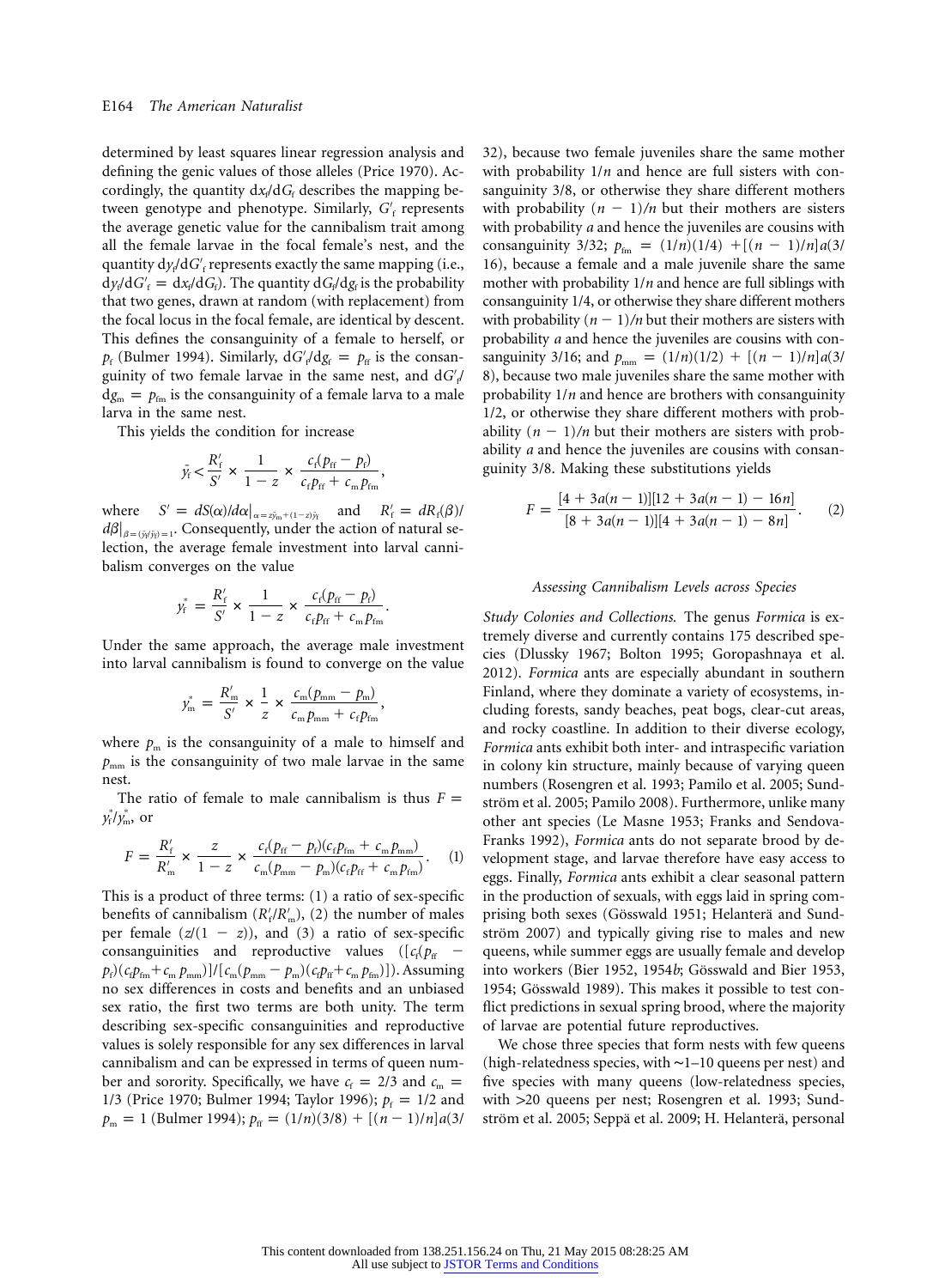determined by least squares linear regression analysis and defining the genic values of those alleles (Price 1970). Accordingly, the quantity $dx_f/dG_f$ describes the mapping between genotype and phenotype. Similarly, $G'_f$ represents the average genetic value for the cannibalism trait among all the female larvae in the focal female's nest, and the quantity $dy_f/dG'_f$ represents exactly the same mapping (i.e., $dy_f/dG'_f = dx_f/dG_f$). The quantity $dG_f/dg_f$ is the probability that two genes, drawn at random (with replacement) from the focal locus in the focal female, are identical by descent. This defines the consanguinity of a female to herself, or $p_f$ (Bulmer 1994). Similarly, $dG'_f/dg_f = p_{ff}$ is the consanguinity of two female larvae in the same nest, and $dG'_f/dg_m = p_{fm}$ is the consanguinity of a female larva to a male larva in the same nest.

This yields the condition for increase

$$\bar{y}_f < \frac{R'_f}{S'} \times \frac{1}{1-z} \times \frac{c_f(p_{ff} - p_f)}{c_f p_{ff} + c_m p_{fm}},$$

where $S' = dS(\alpha)/d\alpha|_{\alpha = z\bar{y}_m + (1-z)\bar{y}_f}$ and $R'_f = dR_f(\beta)/d\beta|_{\beta = (\bar{y}_f/\bar{y}_f) = 1}$. Consequently, under the action of natural selection, the average female investment into larval cannibalism converges on the value

$$y_f^* = \frac{R'_f}{S'} \times \frac{1}{1-z} \times \frac{c_f(p_{ff} - p_f)}{c_f p_{ff} + c_m p_{fm}}.$$

Under the same approach, the average male investment into larval cannibalism is found to converge on the value

$$y_m^* = \frac{R'_m}{S'} \times \frac{1}{z} \times \frac{c_m(p_{mm} - p_m)}{c_m p_{mm} + c_f p_{fm}},$$

where $p_m$ is the consanguinity of a male to himself and $p_{mm}$ is the consanguinity of two male larvae in the same nest.

The ratio of female to male cannibalism is thus $F = y_f^*/y_m^*$, or

$$F = \frac{R'_f}{R'_m} \times \frac{z}{1-z} \times \frac{c_f(p_{ff} - p_f)(c_f p_{fm} + c_m p_{mm})}{c_m(p_{mm} - p_m)(c_f p_{ff} + c_f p_{fm})}. \quad (1)$$

This is a product of three terms: (1) a ratio of sex-specific benefits of cannibalism ($R'_f/R'_m$), (2) the number of males per female ($z/(1-z)$), and (3) a ratio of sex-specific consanguinities and reproductive values ($[c_f(p_{ff} - p_f)(c_f p_{fm} + c_m p_{mm})]/[c_m(p_{mm} - p_m)(c_f p_{ff} + c_m p_{fm})]$). Assuming no sex differences in costs and benefits and an unbiased sex ratio, the first two terms are both unity. The term describing sex-specific consanguinities and reproductive values is solely responsible for any sex differences in larval cannibalism and can be expressed in terms of queen number and sorority. Specifically, we have $c_f = 2/3$ and $c_m = 1/3$ (Price 1970; Bulmer 1994; Taylor 1996); $p_f = 1/2$ and $p_m = 1$ (Bulmer 1994); $p_{ff} = (1/n)(3/8) + [(n-1)/n]a(3/32)$, because two female juveniles share the same mother with probability $1/n$ and hence are full sisters with consanguinity 3/8, or otherwise they share different mothers with probability $(n-1)/n$ but their mothers are sisters with probability $a$ and hence the juveniles are cousins with consanguinity 3/32; $p_{fm} = (1/n)(1/4) + [(n-1)/n]a(3/16)$, because a female and a male juvenile share the same mother with probability $1/n$ and hence are full siblings with consanguinity 1/4, or otherwise they share different mothers with probability $(n-1)/n$ but their mothers are sisters with probability $a$ and hence the juveniles are cousins with consanguinity 3/16; and $p_{mm} = (1/n)(1/2) + [(n-1)/n]a(3/8)$, because two male juveniles share the same mother with probability $1/n$ and hence are brothers with consanguinity 1/2, or otherwise they share different mothers with probability $(n-1)/n$ but their mothers are sisters with probability $a$ and hence the juveniles are cousins with consanguinity 3/8. Making these substitutions yields

$$F = \frac{[4 + 3a(n-1)][12 + 3a(n-1) - 16n]}{[8 + 3a(n-1)][4 + 3a(n-1) - 8n]}. \quad (2)$$

### *Assessing Cannibalism Levels across Species*

*Study Colonies and Collections.* The genus *Formica* is extremely diverse and currently contains 175 described species (Dlussky 1967; Bolton 1995; Goropashnaya et al. 2012). *Formica* ants are especially abundant in southern Finland, where they dominate a variety of ecosystems, including forests, sandy beaches, peat bogs, clear-cut areas, and rocky coastline. In addition to their diverse ecology, *Formica* ants exhibit both inter- and intraspecific variation in colony kin structure, mainly because of varying queen numbers (Rosengren et al. 1993; Pamilo et al. 2005; Sundström et al. 2005; Pamilo 2008). Furthermore, unlike many other ant species (Le Masne 1953; Franks and Sendova-Franks 1992), *Formica* ants do not separate brood by development stage, and larvae therefore have easy access to eggs. Finally, *Formica* ants exhibit a clear seasonal pattern in the production of sexuals, with eggs laid in spring comprising both sexes (Gösswald 1951; Helanterä and Sundström 2007) and typically giving rise to males and new queens, while summer eggs are usually female and develop into workers (Bier 1952, 1954*b*; Gösswald and Bier 1953, 1954; Gösswald 1989). This makes it possible to test conflict predictions in sexual spring brood, where the majority of larvae are potential future reproductives.

We chose three species that form nests with few queens (high-relatedness species, with ~1–10 queens per nest) and five species with many queens (low-relatedness species, with >20 queens per nest; Rosengren et al. 1993; Sundström et al. 2005; Seppä et al. 2009; H. Helanterä, personal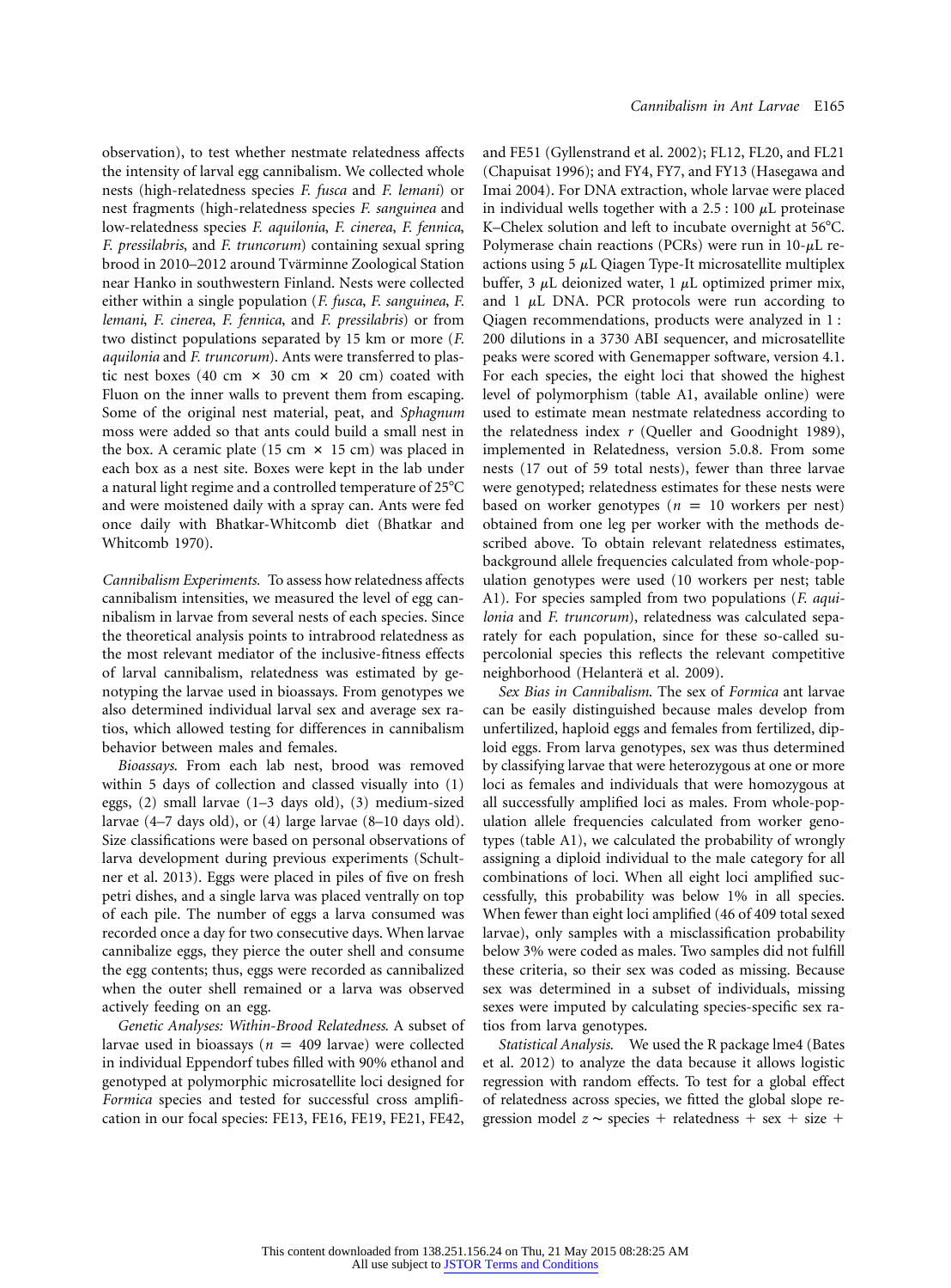observation), to test whether nestmate relatedness affects the intensity of larval egg cannibalism. We collected whole nests (high-relatedness species *F. fusca* and *F. lemani*) or nest fragments (high-relatedness species *F. sanguinea* and low-relatedness species *F. aquilonia*, *F. cinerea*, *F. fennica*, *F. pressilabris*, and *F. truncorum*) containing sexual spring brood in 2010–2012 around Tvärminne Zoological Station near Hanko in southwestern Finland. Nests were collected either within a single population (*F. fusca*, *F. sanguinea*, *F. lemani*, *F. cinerea*, *F. fennica*, and *F. pressilabris*) or from two distinct populations separated by 15 km or more (*F. aquilonia* and *F. truncorum*). Ants were transferred to plastic nest boxes (40 cm × 30 cm × 20 cm) coated with Fluon on the inner walls to prevent them from escaping. Some of the original nest material, peat, and *Sphagnum* moss were added so that ants could build a small nest in the box. A ceramic plate (15 cm × 15 cm) was placed in each box as a nest site. Boxes were kept in the lab under a natural light regime and a controlled temperature of 25°C and were moistened daily with a spray can. Ants were fed once daily with Bhatkar-Whitcomb diet (Bhatkar and Whitcomb 1970).

*Cannibalism Experiments.* To assess how relatedness affects cannibalism intensities, we measured the level of egg cannibalism in larvae from several nests of each species. Since the theoretical analysis points to intrabrood relatedness as the most relevant mediator of the inclusive-fitness effects of larval cannibalism, relatedness was estimated by genotyping the larvae used in bioassays. From genotypes we also determined individual larval sex and average sex ratios, which allowed testing for differences in cannibalism behavior between males and females.

*Bioassays.* From each lab nest, brood was removed within 5 days of collection and classed visually into (1) eggs, (2) small larvae (1–3 days old), (3) medium-sized larvae (4–7 days old), or (4) large larvae (8–10 days old). Size classifications were based on personal observations of larva development during previous experiments (Schultner et al. 2013). Eggs were placed in piles of five on fresh petri dishes, and a single larva was placed ventrally on top of each pile. The number of eggs a larva consumed was recorded once a day for two consecutive days. When larvae cannibalize eggs, they pierce the outer shell and consume the egg contents; thus, eggs were recorded as cannibalized when the outer shell remained or a larva was observed actively feeding on an egg.

*Genetic Analyses: Within-Brood Relatedness.* A subset of larvae used in bioassays ($n = 409$ larvae) were collected in individual Eppendorf tubes filled with 90% ethanol and genotyped at polymorphic microsatellite loci designed for *Formica* species and tested for successful cross amplification in our focal species: FE13, FE16, FE19, FE21, FE42, and FE51 (Gyllenstrand et al. 2002); FL12, FL20, and FL21 (Chapuisat 1996); and FY4, FY7, and FY13 (Hasegawa and Imai 2004). For DNA extraction, whole larvae were placed in individual wells together with a 2.5 : 100 μL proteinase K–Chelex solution and left to incubate overnight at 56°C. Polymerase chain reactions (PCRs) were run in 10-μL reactions using 5 μL Qiagen Type-It microsatellite multiplex buffer, 3 μL deionized water, 1 μL optimized primer mix, and 1 μL DNA. PCR protocols were run according to Qiagen recommendations, products were analyzed in 1 : 200 dilutions in a 3730 ABI sequencer, and microsatellite peaks were scored with Genemapper software, version 4.1. For each species, the eight loci that showed the highest level of polymorphism (table A1, available online) were used to estimate mean nestmate relatedness according to the relatedness index $r$ (Queller and Goodnight 1989), implemented in Relatedness, version 5.0.8. From some nests (17 out of 59 total nests), fewer than three larvae were genotyped; relatedness estimates for these nests were based on worker genotypes ($n = 10$ workers per nest) obtained from one leg per worker with the methods described above. To obtain relevant relatedness estimates, background allele frequencies calculated from whole-population genotypes were used (10 workers per nest; table A1). For species sampled from two populations (*F. aquilonia* and *F. truncorum*), relatedness was calculated separately for each population, since for these so-called supercolonial species this reflects the relevant competitive neighborhood (Helanterä et al. 2009).

*Sex Bias in Cannibalism.* The sex of *Formica* ant larvae can be easily distinguished because males develop from unfertilized, haploid eggs and females from fertilized, diploid eggs. From larva genotypes, sex was thus determined by classifying larvae that were heterozygous at one or more loci as females and individuals that were homozygous at all successfully amplified loci as males. From whole-population allele frequencies calculated from worker genotypes (table A1), we calculated the probability of wrongly assigning a diploid individual to the male category for all combinations of loci. When all eight loci amplified successfully, this probability was below 1% in all species. When fewer than eight loci amplified (46 of 409 total sexed larvae), only samples with a misclassification probability below 3% were coded as males. Two samples did not fulfill these criteria, so their sex was coded as missing. Because sex was determined in a subset of individuals, missing sexes were imputed by calculating species-specific sex ratios from larva genotypes.

*Statistical Analysis.* We used the R package lme4 (Bates et al. 2012) to analyze the data because it allows logistic regression with random effects. To test for a global effect of relatedness across species, we fitted the global slope regression model $z \sim$ species + relatedness + sex + size +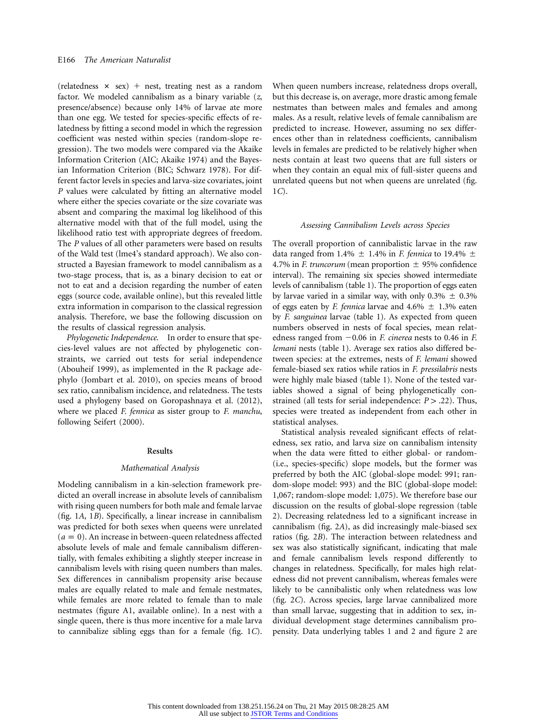(relatedness × sex) + nest, treating nest as a random factor. We modeled cannibalism as a binary variable ($z$, presence/absence) because only 14% of larvae ate more than one egg. We tested for species-specific effects of relatedness by fitting a second model in which the regression coefficient was nested within species (random-slope regression). The two models were compared via the Akaike Information Criterion (AIC; Akaike 1974) and the Bayesian Information Criterion (BIC; Schwarz 1978). For different factor levels in species and larva-size covariates, joint $P$ values were calculated by fitting an alternative model where either the species covariate or the size covariate was absent and comparing the maximal log likelihood of this alternative model with that of the full model, using the likelihood ratio test with appropriate degrees of freedom. The $P$ values of all other parameters were based on results of the Wald test (lme4's standard approach). We also constructed a Bayesian framework to model cannibalism as a two-stage process, that is, as a binary decision to eat or not to eat and a decision regarding the number of eaten eggs (source code, available online), but this revealed little extra information in comparison to the classical regression analysis. Therefore, we base the following discussion on the results of classical regression analysis.

*Phylogenetic Independence.* In order to ensure that species-level values are not affected by phylogenetic constraints, we carried out tests for serial independence (Abouheif 1999), as implemented in the R package adephylo (Jombart et al. 2010), on species means of brood sex ratio, cannibalism incidence, and relatedness. The tests used a phylogeny based on Goropashnaya et al. (2012), where we placed *F. fennica* as sister group to *F. manchu*, following Seifert (2000).

## Results

### *Mathematical Analysis*

Modeling cannibalism in a kin-selection framework predicted an overall increase in absolute levels of cannibalism with rising queen numbers for both male and female larvae (fig. 1*A*, 1*B*). Specifically, a linear increase in cannibalism was predicted for both sexes when queens were unrelated ($a = 0$). An increase in between-queen relatedness affected absolute levels of male and female cannibalism differentially, with females exhibiting a slightly steeper increase in cannibalism levels with rising queen numbers than males. Sex differences in cannibalism propensity arise because males are equally related to male and female nestmates, while females are more related to female than to male nestmates (figure A1, available online). In a nest with a single queen, there is thus more incentive for a male larva to cannibalize sibling eggs than for a female (fig. 1*C*). When queen numbers increase, relatedness drops overall, but this decrease is, on average, more drastic among female nestmates than between males and females and among males. As a result, relative levels of female cannibalism are predicted to increase. However, assuming no sex differences other than in relatedness coefficients, cannibalism levels in females are predicted to be relatively higher when nests contain at least two queens that are full sisters or when they contain an equal mix of full-sister queens and unrelated queens but not when queens are unrelated (fig. 1*C*).

### *Assessing Cannibalism Levels across Species*

The overall proportion of cannibalistic larvae in the raw data ranged from 1.4% ± 1.4% in *F. fennica* to 19.4% ± 4.7% in *F. truncorum* (mean proportion ± 95% confidence interval). The remaining six species showed intermediate levels of cannibalism (table 1). The proportion of eggs eaten by larvae varied in a similar way, with only 0.3% ± 0.3% of eggs eaten by *F. fennica* larvae and 4.6% ± 1.3% eaten by *F. sanguinea* larvae (table 1). As expected from queen numbers observed in nests of focal species, mean relatedness ranged from −0.06 in *F. cinerea* nests to 0.46 in *F. lemani* nests (table 1). Average sex ratios also differed between species: at the extremes, nests of *F. lemani* showed female-biased sex ratios while ratios in *F. pressilabris* nests were highly male biased (table 1). None of the tested variables showed a signal of being phylogenetically constrained (all tests for serial independence: $P > .22$). Thus, species were treated as independent from each other in statistical analyses.

Statistical analysis revealed significant effects of relatedness, sex ratio, and larva size on cannibalism intensity when the data were fitted to either global- or random- (i.e., species-specific) slope models, but the former was preferred by both the AIC (global-slope model: 991; random-slope model: 993) and the BIC (global-slope model: 1,067; random-slope model: 1,075). We therefore base our discussion on the results of global-slope regression (table 2). Decreasing relatedness led to a significant increase in cannibalism (fig. 2*A*), as did increasingly male-biased sex ratios (fig. 2*B*). The interaction between relatedness and sex was also statistically significant, indicating that male and female cannibalism levels respond differently to changes in relatedness. Specifically, for males high relatedness did not prevent cannibalism, whereas females were likely to be cannibalistic only when relatedness was low (fig. 2*C*). Across species, large larvae cannibalized more than small larvae, suggesting that in addition to sex, individual development stage determines cannibalism propensity. Data underlying tables 1 and 2 and figure 2 are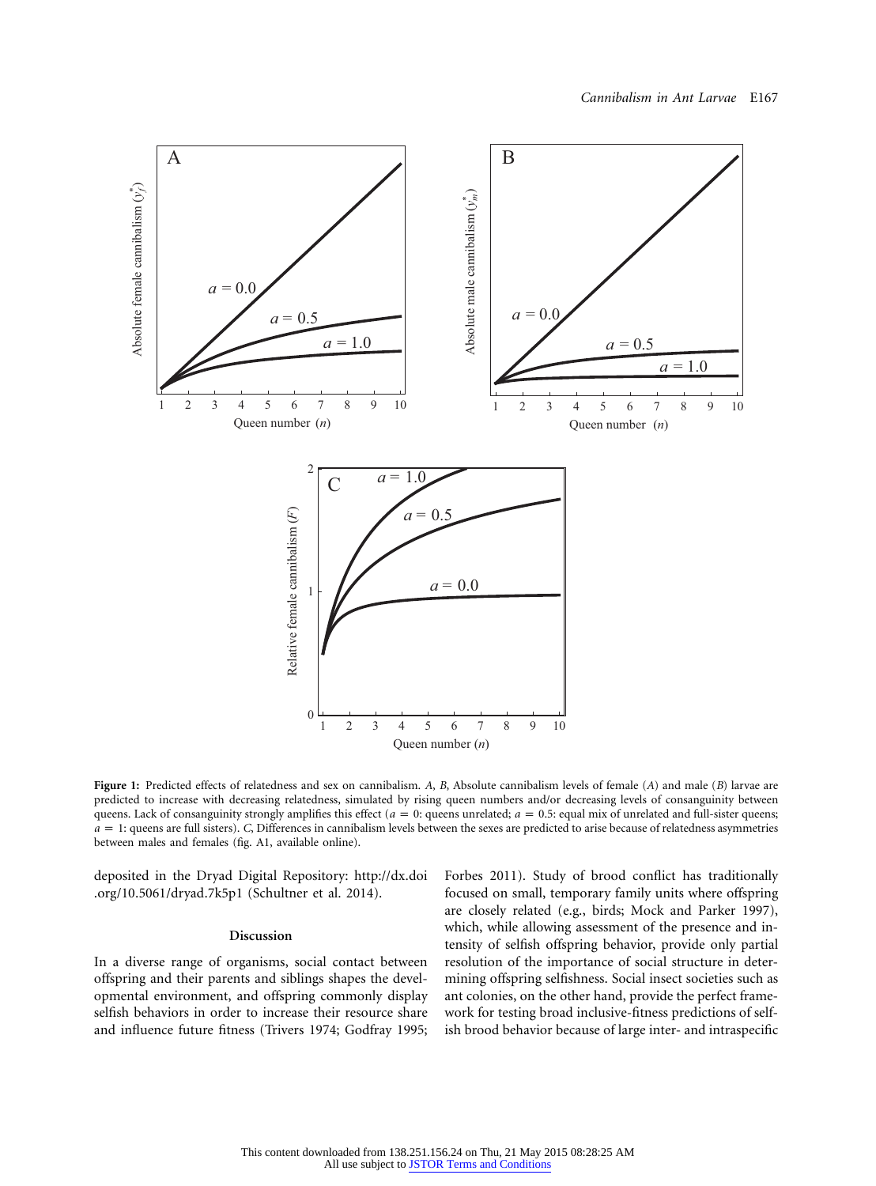**Figure 1:** Predicted effects of relatedness and sex on cannibalism. *A*, *B*, Absolute cannibalism levels of female (*A*) and male (*B*) larvae are predicted to increase with decreasing relatedness, simulated by rising queen numbers and/or decreasing levels of consanguinity between queens. Lack of consanguinity strongly amplifies this effect ($a = 0$: queens unrelated; $a = 0.5$: equal mix of unrelated and full-sister queens; $a = 1$: queens are full sisters). *C*, Differences in cannibalism levels between the sexes are predicted to arise because of relatedness asymmetries between males and females (fig. A1, available online).

deposited in the Dryad Digital Repository: http://dx.doi.org/10.5061/dryad.7k5p1 (Schultner et al. 2014).

## Discussion

In a diverse range of organisms, social contact between offspring and their parents and siblings shapes the developmental environment, and offspring commonly display selfish behaviors in order to increase their resource share and influence future fitness (Trivers 1974; Godfray 1995; Forbes 2011). Study of brood conflict has traditionally focused on small, temporary family units where offspring are closely related (e.g., birds; Mock and Parker 1997), which, while allowing assessment of the presence and intensity of selfish offspring behavior, provide only partial resolution of the importance of social structure in determining offspring selfishness. Social insect societies such as ant colonies, on the other hand, provide the perfect framework for testing broad inclusive-fitness predictions of selfish brood behavior because of large inter- and intraspecific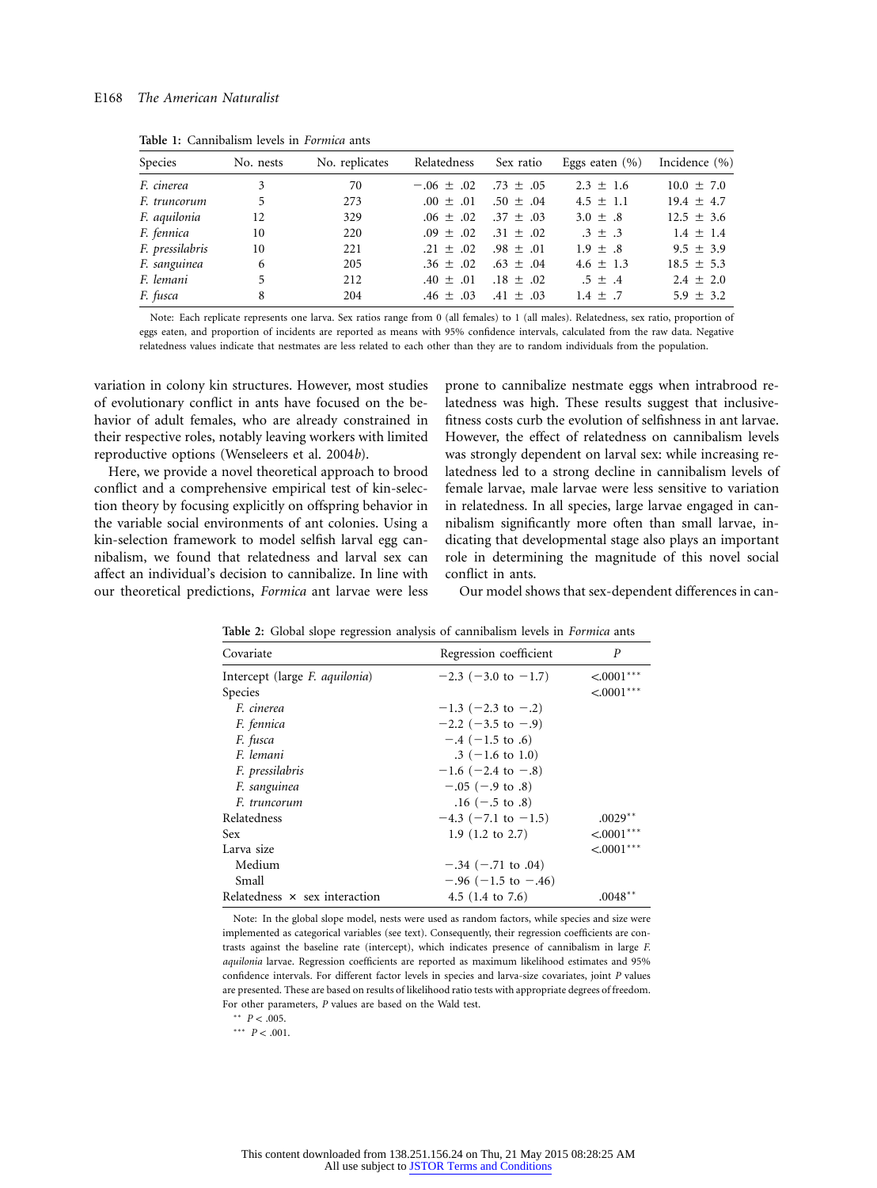**Table 1:** Cannibalism levels in *Formica* ants

| Species | No. nests | No. replicates | Relatedness | Sex ratio | Eggs eaten (%) | Incidence (%) |
|---|---|---|---|---|---|---|
| *F. cinerea* | 3 | 70 | −.06 ± .02 | .73 ± .05 | 2.3 ± 1.6 | 10.0 ± 7.0 |
| *F. truncorum* | 5 | 273 | .00 ± .01 | .50 ± .04 | 4.5 ± 1.1 | 19.4 ± 4.7 |
| *F. aquilonia* | 12 | 329 | .06 ± .02 | .37 ± .03 | 3.0 ± .8 | 12.5 ± 3.6 |
| *F. fennica* | 10 | 220 | .09 ± .02 | .31 ± .02 | .3 ± .3 | 1.4 ± 1.4 |
| *F. pressilabris* | 10 | 221 | .21 ± .02 | .98 ± .01 | 1.9 ± .8 | 9.5 ± 3.9 |
| *F. sanguinea* | 6 | 205 | .36 ± .02 | .63 ± .04 | 4.6 ± 1.3 | 18.5 ± 5.3 |
| *F. lemani* | 5 | 212 | .40 ± .01 | .18 ± .02 | .5 ± .4 | 2.4 ± 2.0 |
| *F. fusca* | 8 | 204 | .46 ± .03 | .41 ± .03 | 1.4 ± .7 | 5.9 ± 3.2 |

Note: Each replicate represents one larva. Sex ratios range from 0 (all females) to 1 (all males). Relatedness, sex ratio, proportion of eggs eaten, and proportion of incidents are reported as means with 95% confidence intervals, calculated from the raw data. Negative relatedness values indicate that nestmates are less related to each other than they are to random individuals from the population.

variation in colony kin structures. However, most studies of evolutionary conflict in ants have focused on the behavior of adult females, who are already constrained in their respective roles, notably leaving workers with limited reproductive options (Wenseleers et al. 2004*b*).

Here, we provide a novel theoretical approach to brood conflict and a comprehensive empirical test of kin-selection theory by focusing explicitly on offspring behavior in the variable social environments of ant colonies. Using a kin-selection framework to model selfish larval egg cannibalism, we found that relatedness and larval sex can affect an individual's decision to cannibalize. In line with our theoretical predictions, *Formica* ant larvae were less prone to cannibalize nestmate eggs when intrabrood relatedness was high. These results suggest that inclusive-fitness costs curb the evolution of selfishness in ant larvae. However, the effect of relatedness on cannibalism levels was strongly dependent on larval sex: while increasing relatedness led to a strong decline in cannibalism levels of female larvae, male larvae were less sensitive to variation in relatedness. In all species, large larvae engaged in cannibalism significantly more often than small larvae, indicating that developmental stage also plays an important role in determining the magnitude of this novel social conflict in ants.

Our model shows that sex-dependent differences in can-

**Table 2:** Global slope regression analysis of cannibalism levels in *Formica* ants

| Covariate | Regression coefficient | *P* |
|---|---|---|
| Intercept (large *F. aquilonia*) | −2.3 (−3.0 to −1.7) | <.0001*** |
| Species | | <.0001*** |
| *F. cinerea* | −1.3 (−2.3 to −.2) | |
| *F. fennica* | −2.2 (−3.5 to −.9) | |
| *F. fusca* | −.4 (−1.5 to .6) | |
| *F. lemani* | .3 (−1.6 to 1.0) | |
| *F. pressilabris* | −1.6 (−2.4 to −.8) | |
| *F. sanguinea* | −.05 (−.9 to .8) | |
| *F. truncorum* | .16 (−.5 to .8) | |
| Relatedness | −4.3 (−7.1 to −1.5) | .0029** |
| Sex | 1.9 (1.2 to 2.7) | <.0001*** |
| Larva size | | <.0001*** |
| Medium | −.34 (−.71 to .04) | |
| Small | −.96 (−1.5 to −.46) | |
| Relatedness × sex interaction | 4.5 (1.4 to 7.6) | .0048** |

Note: In the global slope model, nests were used as random factors, while species and size were implemented as categorical variables (see text). Consequently, their regression coefficients are contrasts against the baseline rate (intercept), which indicates presence of cannibalism in large *F. aquilonia* larvae. Regression coefficients are reported as maximum likelihood estimates and 95% confidence intervals. For different factor levels in species and larva-size covariates, joint *P* values are presented. These are based on results of likelihood ratio tests with appropriate degrees of freedom. For other parameters, *P* values are based on the Wald test.

** $P < .005$.

*** $P < .001$.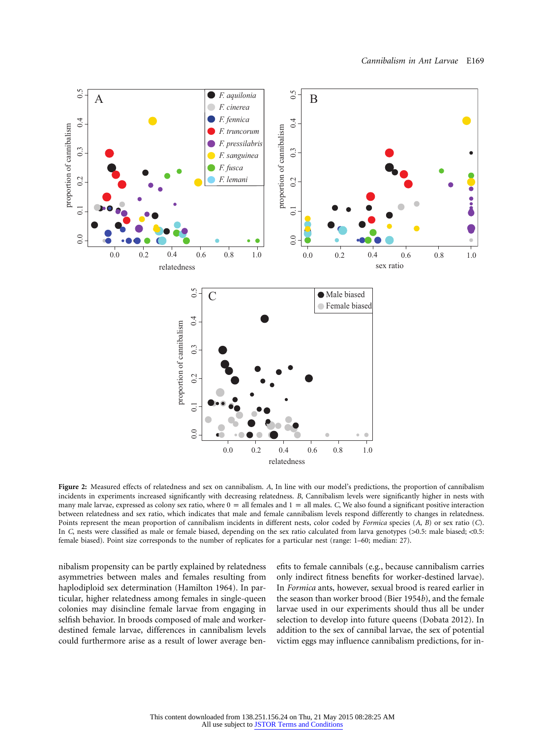**Figure 2:** Measured effects of relatedness and sex on cannibalism. *A*, In line with our model's predictions, the proportion of cannibalism incidents in experiments increased significantly with decreasing relatedness. *B*, Cannibalism levels were significantly higher in nests with many male larvae, expressed as colony sex ratio, where 0 = all females and 1 = all males. *C*, We also found a significant positive interaction between relatedness and sex ratio, which indicates that male and female cannibalism levels respond differently to changes in relatedness. Points represent the mean proportion of cannibalism incidents in different nests, color coded by *Formica* species (*A*, *B*) or sex ratio (*C*). In *C*, nests were classified as male or female biased, depending on the sex ratio calculated from larva genotypes (>0.5: male biased; <0.5: female biased). Point size corresponds to the number of replicates for a particular nest (range: 1–60; median: 27).

nibalism propensity can be partly explained by relatedness asymmetries between males and females resulting from haplodiploid sex determination (Hamilton 1964). In particular, higher relatedness among females in single-queen colonies may disincline female larvae from engaging in selfish behavior. In broods composed of male and worker-destined female larvae, differences in cannibalism levels could furthermore arise as a result of lower average benefits to female cannibals (e.g., because cannibalism carries only indirect fitness benefits for worker-destined larvae). In *Formica* ants, however, sexual brood is reared earlier in the season than worker brood (Bier 1954*b*), and the female larvae used in our experiments should thus all be under selection to develop into future queens (Dobata 2012). In addition to the sex of cannibal larvae, the sex of potential victim eggs may influence cannibalism predictions, for in-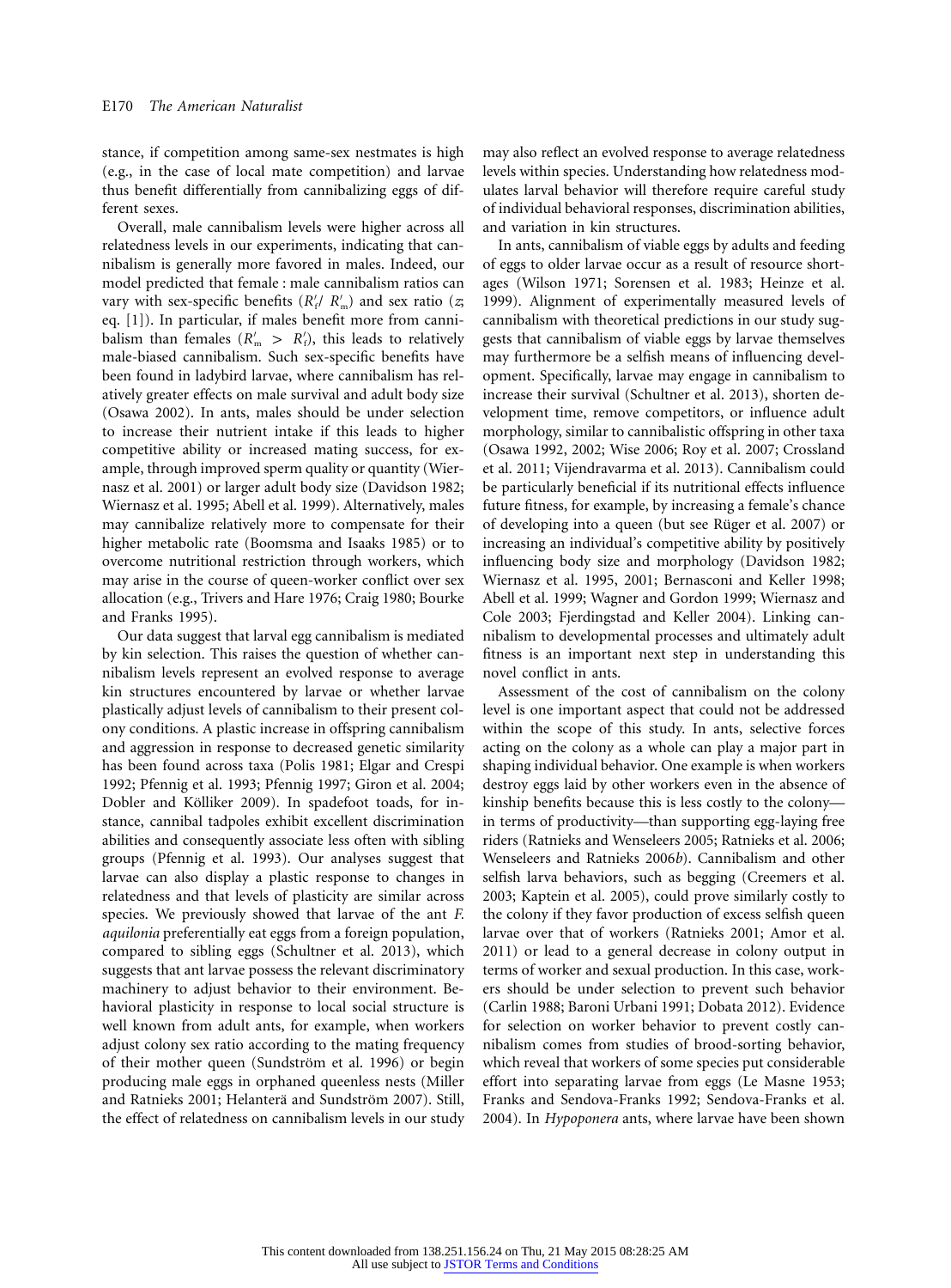stance, if competition among same-sex nestmates is high (e.g., in the case of local mate competition) and larvae thus benefit differentially from cannibalizing eggs of different sexes.

Overall, male cannibalism levels were higher across all relatedness levels in our experiments, indicating that cannibalism is generally more favored in males. Indeed, our model predicted that female : male cannibalism ratios can vary with sex-specific benefits ($R'_f / R'_m$) and sex ratio ($z$; eq. [1]). In particular, if males benefit more from cannibalism than females ($R'_m > R'_f$), this leads to relatively male-biased cannibalism. Such sex-specific benefits have been found in ladybird larvae, where cannibalism has relatively greater effects on male survival and adult body size (Osawa 2002). In ants, males should be under selection to increase their nutrient intake if this leads to higher competitive ability or increased mating success, for example, through improved sperm quality or quantity (Wiernasz et al. 2001) or larger adult body size (Davidson 1982; Wiernasz et al. 1995; Abell et al. 1999). Alternatively, males may cannibalize relatively more to compensate for their higher metabolic rate (Boomsma and Isaaks 1985) or to overcome nutritional restriction through workers, which may arise in the course of queen-worker conflict over sex allocation (e.g., Trivers and Hare 1976; Craig 1980; Bourke and Franks 1995).

Our data suggest that larval egg cannibalism is mediated by kin selection. This raises the question of whether cannibalism levels represent an evolved response to average kin structures encountered by larvae or whether larvae plastically adjust levels of cannibalism to their present colony conditions. A plastic increase in offspring cannibalism and aggression in response to decreased genetic similarity has been found across taxa (Polis 1981; Elgar and Crespi 1992; Pfennig et al. 1993; Pfennig 1997; Giron et al. 2004; Dobler and Kölliker 2009). In spadefoot toads, for instance, cannibal tadpoles exhibit excellent discrimination abilities and consequently associate less often with sibling groups (Pfennig et al. 1993). Our analyses suggest that larvae can also display a plastic response to changes in relatedness and that levels of plasticity are similar across species. We previously showed that larvae of the ant *F. aquilonia* preferentially eat eggs from a foreign population, compared to sibling eggs (Schultner et al. 2013), which suggests that ant larvae possess the relevant discriminatory machinery to adjust behavior to their environment. Behavioral plasticity in response to local social structure is well known from adult ants, for example, when workers adjust colony sex ratio according to the mating frequency of their mother queen (Sundström et al. 1996) or begin producing male eggs in orphaned queenless nests (Miller and Ratnieks 2001; Helanterä and Sundström 2007). Still, the effect of relatedness on cannibalism levels in our study may also reflect an evolved response to average relatedness levels within species. Understanding how relatedness modulates larval behavior will therefore require careful study of individual behavioral responses, discrimination abilities, and variation in kin structures.

In ants, cannibalism of viable eggs by adults and feeding of eggs to older larvae occur as a result of resource shortages (Wilson 1971; Sorensen et al. 1983; Heinze et al. 1999). Alignment of experimentally measured levels of cannibalism with theoretical predictions in our study suggests that cannibalism of viable eggs by larvae themselves may furthermore be a selfish means of influencing development. Specifically, larvae may engage in cannibalism to increase their survival (Schultner et al. 2013), shorten development time, remove competitors, or influence adult morphology, similar to cannibalistic offspring in other taxa (Osawa 1992, 2002; Wise 2006; Roy et al. 2007; Crossland et al. 2011; Vijendravarma et al. 2013). Cannibalism could be particularly beneficial if its nutritional effects influence future fitness, for example, by increasing a female's chance of developing into a queen (but see Rüger et al. 2007) or increasing an individual's competitive ability by positively influencing body size and morphology (Davidson 1982; Wiernasz et al. 1995, 2001; Bernasconi and Keller 1998; Abell et al. 1999; Wagner and Gordon 1999; Wiernasz and Cole 2003; Fjerdingstad and Keller 2004). Linking cannibalism to developmental processes and ultimately adult fitness is an important next step in understanding this novel conflict in ants.

Assessment of the cost of cannibalism on the colony level is one important aspect that could not be addressed within the scope of this study. In ants, selective forces acting on the colony as a whole can play a major part in shaping individual behavior. One example is when workers destroy eggs laid by other workers even in the absence of kinship benefits because this is less costly to the colony—in terms of productivity—than supporting egg-laying free riders (Ratnieks and Wenseleers 2005; Ratnieks et al. 2006; Wenseleers and Ratnieks 2006*b*). Cannibalism and other selfish larva behaviors, such as begging (Creemers et al. 2003; Kaptein et al. 2005), could prove similarly costly to the colony if they favor production of excess selfish queen larvae over that of workers (Ratnieks 2001; Amor et al. 2011) or lead to a general decrease in colony output in terms of worker and sexual production. In this case, workers should be under selection to prevent such behavior (Carlin 1988; Baroni Urbani 1991; Dobata 2012). Evidence for selection on worker behavior to prevent costly cannibalism comes from studies of brood-sorting behavior, which reveal that workers of some species put considerable effort into separating larvae from eggs (Le Masne 1953; Franks and Sendova-Franks 1992; Sendova-Franks et al. 2004). In *Hypoponera* ants, where larvae have been shown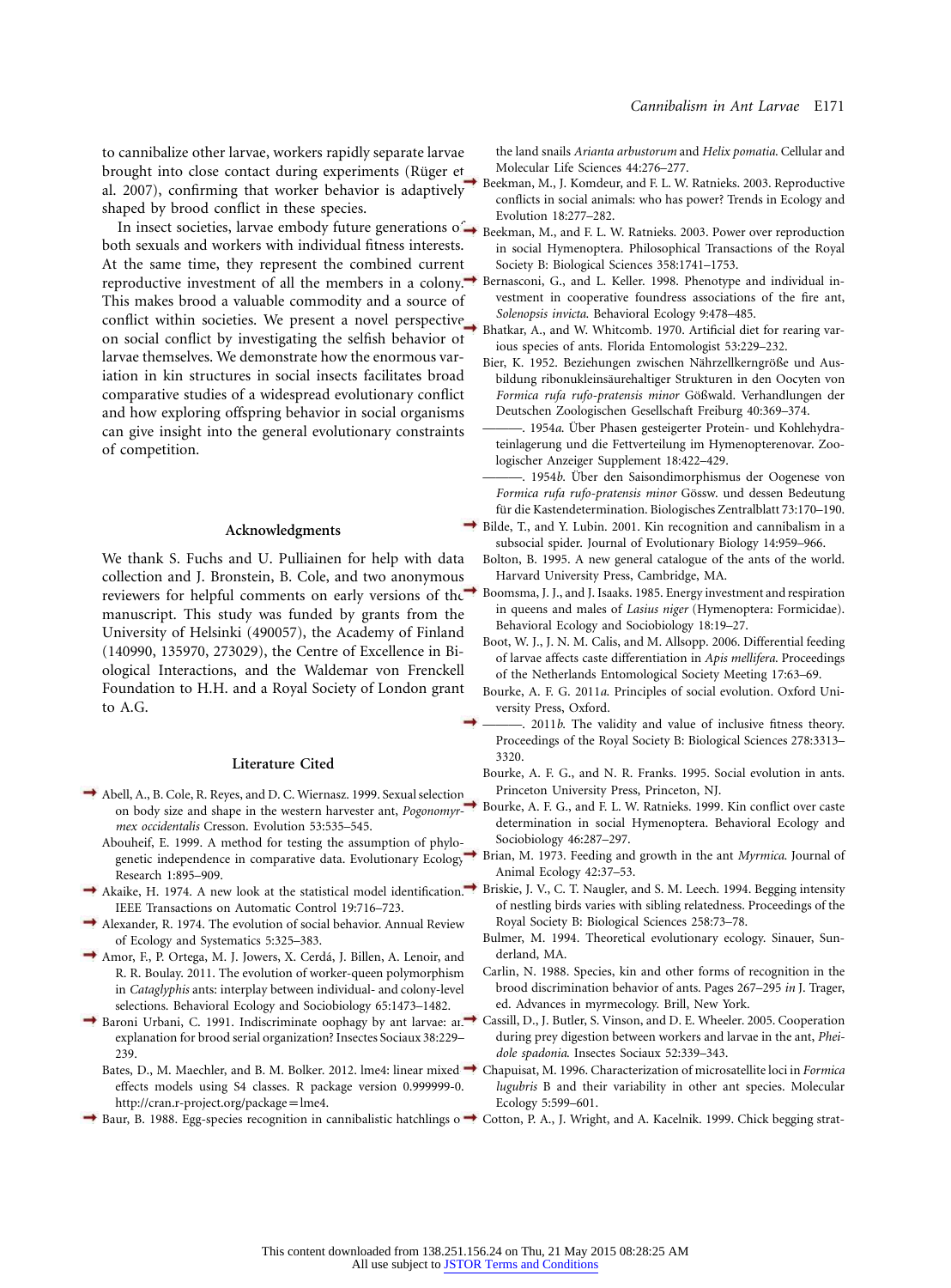to cannibalize other larvae, workers rapidly separate larvae brought into close contact during experiments (Rüger et al. 2007), confirming that worker behavior is adaptively shaped by brood conflict in these species.

In insect societies, larvae embody future generations of both sexuals and workers with individual fitness interests. At the same time, they represent the combined current reproductive investment of all the members in a colony. This makes brood a valuable commodity and a source of conflict within societies. We present a novel perspective on social conflict by investigating the selfish behavior of larvae themselves. We demonstrate how the enormous variation in kin structures in social insects facilitates broad comparative studies of a widespread evolutionary conflict and how exploring offspring behavior in social organisms can give insight into the general evolutionary constraints of competition.

## Acknowledgments

We thank S. Fuchs and U. Pulliainen for help with data collection and J. Bronstein, B. Cole, and two anonymous reviewers for helpful comments on early versions of the manuscript. This study was funded by grants from the University of Helsinki (490057), the Academy of Finland (140990, 135970, 273029), the Centre of Excellence in Biological Interactions, and the Waldemar von Frenckell Foundation to H.H. and a Royal Society of London grant to A.G.

## Literature Cited

Abell, A., B. Cole, R. Reyes, and D. C. Wiernasz. 1999. Sexual selection on body size and shape in the western harvester ant, *Pogonomyrmex occidentalis* Cresson. Evolution 53:535–545.

Abouheif, E. 1999. A method for testing the assumption of phylogenetic independence in comparative data. Evolutionary Ecology Research 1:895–909.

Akaike, H. 1974. A new look at the statistical model identification. IEEE Transactions on Automatic Control 19:716–723.

Alexander, R. 1974. The evolution of social behavior. Annual Review of Ecology and Systematics 5:325–383.

Amor, F., P. Ortega, M. J. Jowers, X. Cerdá, J. Billen, A. Lenoir, and R. R. Boulay. 2011. The evolution of worker-queen polymorphism in *Cataglyphis* ants: interplay between individual- and colony-level selections. Behavioral Ecology and Sociobiology 65:1473–1482.

Baroni Urbani, C. 1991. Indiscriminate oophagy by ant larvae: an explanation for brood serial organization? Insectes Sociaux 38:229–239.

Bates, D., M. Maechler, and B. M. Bolker. 2012. lme4: linear mixed effects models using S4 classes. R package version 0.999999-0. http://cran.r-project.org/package=lme4.

Baur, B. 1988. Egg-species recognition in cannibalistic hatchlings of the land snails *Arianta arbustorum* and *Helix pomatia*. Cellular and Molecular Life Sciences 44:276–277.

Beekman, M., J. Komdeur, and F. L. W. Ratnieks. 2003. Reproductive conflicts in social animals: who has power? Trends in Ecology and Evolution 18:277–282.

Beekman, M., and F. L. W. Ratnieks. 2003. Power over reproduction in social Hymenoptera. Philosophical Transactions of the Royal Society B: Biological Sciences 358:1741–1753.

Bernasconi, G., and L. Keller. 1998. Phenotype and individual investment in cooperative foundress associations of the fire ant, *Solenopsis invicta*. Behavioral Ecology 9:478–485.

Bhatkar, A., and W. Whitcomb. 1970. Artificial diet for rearing various species of ants. Florida Entomologist 53:229–232.

Bier, K. 1952. Beziehungen zwischen Nährzellkerngröße und Ausbildung ribonukleinsäurehaltiger Strukturen in den Oocyten von *Formica rufa rufo-pratensis minor* Gößwald. Verhandlungen der Deutschen Zoologischen Gesellschaft Freiburg 40:369–374.

———. 1954*a*. Über Phasen gesteigerter Protein- und Kohlehydrateinlagerung und die Fettverteilung im Hymenopterenovar. Zoologischer Anzeiger Supplement 18:422–429.

———. 1954*b*. Über den Saisondimorphismus der Oogenese von *Formica rufa rufo-pratensis minor* Gössw. und dessen Bedeutung für die Kastendetermination. Biologisches Zentralblatt 73:170–190.

Bilde, T., and Y. Lubin. 2001. Kin recognition and cannibalism in a subsocial spider. Journal of Evolutionary Biology 14:959–966.

Bolton, B. 1995. A new general catalogue of the ants of the world. Harvard University Press, Cambridge, MA.

Boomsma, J. J., and J. Isaaks. 1985. Energy investment and respiration in queens and males of *Lasius niger* (Hymenoptera: Formicidae). Behavioral Ecology and Sociobiology 18:19–27.

Boot, W. J., J. N. M. Calis, and M. Allsopp. 2006. Differential feeding of larvae affects caste differentiation in *Apis mellifera*. Proceedings of the Netherlands Entomological Society Meeting 17:63–69.

Bourke, A. F. G. 2011*a*. Principles of social evolution. Oxford University Press, Oxford.

———. 2011*b*. The validity and value of inclusive fitness theory. Proceedings of the Royal Society B: Biological Sciences 278:3313–3320.

Bourke, A. F. G., and N. R. Franks. 1995. Social evolution in ants. Princeton University Press, Princeton, NJ.

Bourke, A. F. G., and F. L. W. Ratnieks. 1999. Kin conflict over caste determination in social Hymenoptera. Behavioral Ecology and Sociobiology 46:287–297.

Brian, M. 1973. Feeding and growth in the ant *Myrmica*. Journal of Animal Ecology 42:37–53.

Briskie, J. V., C. T. Naugler, and S. M. Leech. 1994. Begging intensity of nestling birds varies with sibling relatedness. Proceedings of the Royal Society B: Biological Sciences 258:73–78.

Bulmer, M. 1994. Theoretical evolutionary ecology. Sinauer, Sunderland, MA.

Carlin, N. 1988. Species, kin and other forms of recognition in the brood discrimination behavior of ants. Pages 267–295 *in* J. Trager, ed. Advances in myrmecology. Brill, New York.

Cassill, D., J. Butler, S. Vinson, and D. E. Wheeler. 2005. Cooperation during prey digestion between workers and larvae in the ant, *Pheidole spadonia*. Insectes Sociaux 52:339–343.

Chapuisat, M. 1996. Characterization of microsatellite loci in *Formica lugubris* B and their variability in other ant species. Molecular Ecology 5:599–601.

Cotton, P. A., J. Wright, and A. Kacelnik. 1999. Chick begging strat-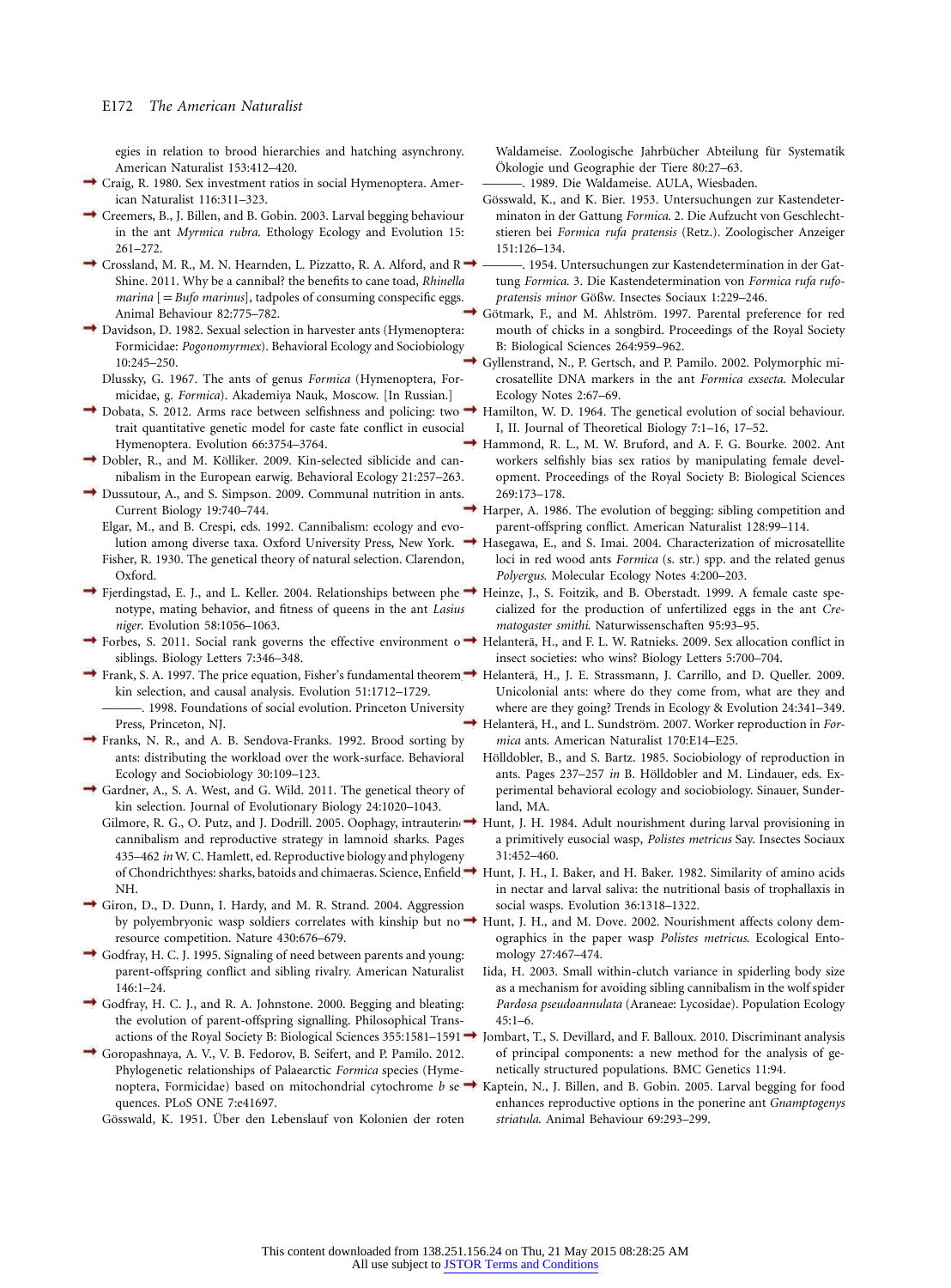egies in relation to brood hierarchies and hatching asynchrony. American Naturalist 153:412–420.

Craig, R. 1980. Sex investment ratios in social Hymenoptera. American Naturalist 116:311–323.

Creemers, B., J. Billen, and B. Gobin. 2003. Larval begging behaviour in the ant *Myrmica rubra*. Ethology Ecology and Evolution 15: 261–272.

Crossland, M. R., M. N. Hearnden, L. Pizzatto, R. A. Alford, and R. Shine. 2011. Why be a cannibal? the benefits to cane toad, *Rhinella marina* [= *Bufo marinus*], tadpoles of consuming conspecific eggs. Animal Behaviour 82:775–782.

Davidson, D. 1982. Sexual selection in harvester ants (Hymenoptera: Formicidae: *Pogonomyrmex*). Behavioral Ecology and Sociobiology 10:245–250.

Dlussky, G. 1967. The ants of genus *Formica* (Hymenoptera, Formicidae, g. *Formica*). Akademiya Nauk, Moscow. [In Russian.]

Dobata, S. 2012. Arms race between selfishness and policing: two trait quantitative genetic model for caste fate conflict in eusocial Hymenoptera. Evolution 66:3754–3764.

Dobler, R., and M. Kölliker. 2009. Kin-selected siblicide and cannibalism in the European earwig. Behavioral Ecology 21:257–263.

Dussutour, A., and S. Simpson. 2009. Communal nutrition in ants. Current Biology 19:740–744.

Elgar, M., and B. Crespi, eds. 1992. Cannibalism: ecology and evolution among diverse taxa. Oxford University Press, New York.

Fisher, R. 1930. The genetical theory of natural selection. Clarendon, Oxford.

Fjerdingstad, E. J., and L. Keller. 2004. Relationships between phenotype, mating behavior, and fitness of queens in the ant *Lasius niger*. Evolution 58:1056–1063.

Forbes, S. 2011. Social rank governs the effective environment of siblings. Biology Letters 7:346–348.

Frank, S. A. 1997. The price equation, Fisher's fundamental theorem, kin selection, and causal analysis. Evolution 51:1712–1729.

———. 1998. Foundations of social evolution. Princeton University Press, Princeton, NJ.

Franks, N. R., and A. B. Sendova-Franks. 1992. Brood sorting by ants: distributing the workload over the work-surface. Behavioral Ecology and Sociobiology 30:109–123.

Gardner, A., S. A. West, and G. Wild. 2011. The genetical theory of kin selection. Journal of Evolutionary Biology 24:1020–1043.

Gilmore, R. G., O. Putz, and J. Dodrill. 2005. Oophagy, intrauterine cannibalism and reproductive strategy in lamnoid sharks. Pages 435–462 *in* W. C. Hamlett, ed. Reproductive biology and phylogeny of Chondrichthyes: sharks, batoids and chimaeras. Science, Enfield, NH.

Giron, D., D. Dunn, I. Hardy, and M. R. Strand. 2004. Aggression by polyembryonic wasp soldiers correlates with kinship but not resource competition. Nature 430:676–679.

Godfray, H. C. J. 1995. Signaling of need between parents and young: parent-offspring conflict and sibling rivalry. American Naturalist 146:1–24.

Godfray, H. C. J., and R. A. Johnstone. 2000. Begging and bleating: the evolution of parent-offspring signalling. Philosophical Transactions of the Royal Society B: Biological Sciences 355:1581–1591.

Goropashnaya, A. V., V. B. Fedorov, B. Seifert, and P. Pamilo. 2012. Phylogenetic relationships of Palaearctic *Formica* species (Hymenoptera, Formicidae) based on mitochondrial cytochrome *b* sequences. PLoS ONE 7:e41697.

Gösswald, K. 1951. Über den Lebenslauf von Kolonien der roten Waldameise. Zoologische Jahrbücher Abteilung für Systematik Ökologie und Geographie der Tiere 80:27–63.

———. 1989. Die Waldameise. AULA, Wiesbaden.

Gösswald, K., and K. Bier. 1953. Untersuchungen zur Kastendeterminaton in der Gattung *Formica*. 2. Die Aufzucht von Geschlechtstieren bei *Formica rufa pratensis* (Retz.). Zoologischer Anzeiger 151:126–134.

———. 1954. Untersuchungen zur Kastendetermination in der Gattung *Formica*. 3. Die Kastendetermination von *Formica rufa rufopratensis minor* Gößw. Insectes Sociaux 1:229–246.

Götmark, F., and M. Ahlström. 1997. Parental preference for red mouth of chicks in a songbird. Proceedings of the Royal Society B: Biological Sciences 264:959–962.

Gyllenstrand, N., P. Gertsch, and P. Pamilo. 2002. Polymorphic microsatellite DNA markers in the ant *Formica exsecta*. Molecular Ecology Notes 2:67–69.

Hamilton, W. D. 1964. The genetical evolution of social behaviour. I, II. Journal of Theoretical Biology 7:1–16, 17–52.

Hammond, R. L., M. W. Bruford, and A. F. G. Bourke. 2002. Ant workers selfishly bias sex ratios by manipulating female development. Proceedings of the Royal Society B: Biological Sciences 269:173–178.

Harper, A. 1986. The evolution of begging: sibling competition and parent-offspring conflict. American Naturalist 128:99–114.

Hasegawa, E., and S. Imai. 2004. Characterization of microsatellite loci in red wood ants *Formica* (s. str.) spp. and the related genus *Polyergus*. Molecular Ecology Notes 4:200–203.

Heinze, J., S. Foitzik, and B. Oberstadt. 1999. A female caste specialized for the production of unfertilized eggs in the ant *Crematogaster smithi*. Naturwissenschaften 95:93–95.

Helanterä, H., and F. L. W. Ratnieks. 2009. Sex allocation conflict in insect societies: who wins? Biology Letters 5:700–704.

Helanterä, H., J. E. Strassmann, J. Carrillo, and D. Queller. 2009. Unicolonial ants: where do they come from, what are they and where are they going? Trends in Ecology & Evolution 24:341–349.

Helanterä, H., and L. Sundström. 2007. Worker reproduction in *Formica* ants. American Naturalist 170:E14–E25.

Hölldobler, B., and S. Bartz. 1985. Sociobiology of reproduction in ants. Pages 237–257 *in* B. Hölldobler and M. Lindauer, eds. Experimental behavioral ecology and sociobiology. Sinauer, Sunderland, MA.

Hunt, J. H. 1984. Adult nourishment during larval provisioning in a primitively eusocial wasp, *Polistes metricus* Say. Insectes Sociaux 31:452–460.

Hunt, J. H., I. Baker, and H. Baker. 1982. Similarity of amino acids in nectar and larval saliva: the nutritional basis of trophallaxis in social wasps. Evolution 36:1318–1322.

Hunt, J. H., and M. Dove. 2002. Nourishment affects colony demographics in the paper wasp *Polistes metricus*. Ecological Entomology 27:467–474.

Iida, H. 2003. Small within-clutch variance in spiderling body size as a mechanism for avoiding sibling cannibalism in the wolf spider *Pardosa pseudoannulata* (Araneae: Lycosidae). Population Ecology 45:1–6.

Jombart, T., S. Devillard, and F. Balloux. 2010. Discriminant analysis of principal components: a new method for the analysis of genetically structured populations. BMC Genetics 11:94.

Kaptein, N., J. Billen, and B. Gobin. 2005. Larval begging for food enhances reproductive options in the ponerine ant *Gnamptogenys striatula*. Animal Behaviour 69:293–299.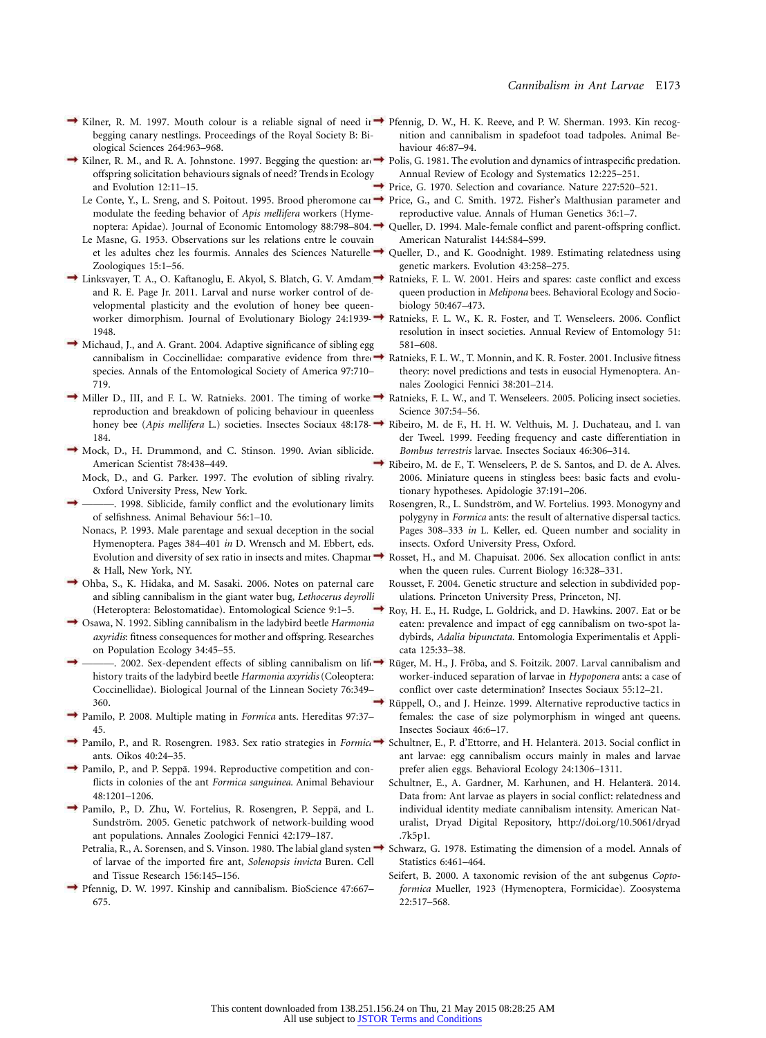Kilner, R. M. 1997. Mouth colour is a reliable signal of need in begging canary nestlings. Proceedings of the Royal Society B: Biological Sciences 264:963–968.

Kilner, R. M., and R. A. Johnstone. 1997. Begging the question: are offspring solicitation behaviours signals of need? Trends in Ecology and Evolution 12:11–15.

Le Conte, Y., L. Sreng, and S. Poitout. 1995. Brood pheromone can modulate the feeding behavior of *Apis mellifera* workers (Hymenoptera: Apidae). Journal of Economic Entomology 88:798–804.

Le Masne, G. 1953. Observations sur les relations entre le couvain et les adultes chez les fourmis. Annales des Sciences Naturelles Zoologiques 15:1–56.

Linksvayer, T. A., O. Kaftanoglu, E. Akyol, S. Blatch, G. V. Amdam, and R. E. Page Jr. 2011. Larval and nurse worker control of developmental plasticity and the evolution of honey bee queen-worker dimorphism. Journal of Evolutionary Biology 24:1939–1948.

Michaud, J., and A. Grant. 2004. Adaptive significance of sibling egg cannibalism in Coccinellidae: comparative evidence from three species. Annals of the Entomological Society of America 97:710–719.

Miller D., III, and F. L. W. Ratnieks. 2001. The timing of worker reproduction and breakdown of policing behaviour in queenless honey bee (*Apis mellifera* L.) societies. Insectes Sociaux 48:178–184.

Mock, D., H. Drummond, and C. Stinson. 1990. Avian siblicide. American Scientist 78:438–449.

Mock, D., and G. Parker. 1997. The evolution of sibling rivalry. Oxford University Press, New York.

———. 1998. Siblicide, family conflict and the evolutionary limits of selfishness. Animal Behaviour 56:1–10.

Nonacs, P. 1993. Male parentage and sexual deception in the social Hymenoptera. Pages 384–401 *in* D. Wrensch and M. Ebbert, eds. Evolution and diversity of sex ratio in insects and mites. Chapman & Hall, New York, NY.

Ohba, S., K. Hidaka, and M. Sasaki. 2006. Notes on paternal care and sibling cannibalism in the giant water bug, *Lethocerus deyrolli* (Heteroptera: Belostomatidae). Entomological Science 9:1–5.

Osawa, N. 1992. Sibling cannibalism in the ladybird beetle *Harmonia axyridis*: fitness consequences for mother and offspring. Researches on Population Ecology 34:45–55.

———. 2002. Sex-dependent effects of sibling cannibalism on life history traits of the ladybird beetle *Harmonia axyridis* (Coleoptera: Coccinellidae). Biological Journal of the Linnean Society 76:349–360.

Pamilo, P. 2008. Multiple mating in *Formica* ants. Hereditas 97:37–45.

Pamilo, P., and R. Rosengren. 1983. Sex ratio strategies in *Formica* ants. Oikos 40:24–35.

Pamilo, P., and P. Seppä. 1994. Reproductive competition and conflicts in colonies of the ant *Formica sanguinea*. Animal Behaviour 48:1201–1206.

Pamilo, P., D. Zhu, W. Fortelius, R. Rosengren, P. Seppä, and L. Sundström. 2005. Genetic patchwork of network-building wood ant populations. Annales Zoologici Fennici 42:179–187.

Petralia, R., A. Sorensen, and S. Vinson. 1980. The labial gland system of larvae of the imported fire ant, *Solenopsis invicta* Buren. Cell and Tissue Research 156:145–156.

Pfennig, D. W. 1997. Kinship and cannibalism. BioScience 47:667–675.

Pfennig, D. W., H. K. Reeve, and P. W. Sherman. 1993. Kin recognition and cannibalism in spadefoot toad tadpoles. Animal Behaviour 46:87–94.

Polis, G. 1981. The evolution and dynamics of intraspecific predation. Annual Review of Ecology and Systematics 12:225–251.

Price, G. 1970. Selection and covariance. Nature 227:520–521.

Price, G., and C. Smith. 1972. Fisher's Malthusian parameter and reproductive value. Annals of Human Genetics 36:1–7.

Queller, D. 1994. Male-female conflict and parent-offspring conflict. American Naturalist 144:S84–S99.

Queller, D., and K. Goodnight. 1989. Estimating relatedness using genetic markers. Evolution 43:258–275.

Ratnieks, F. L. W. 2001. Heirs and spares: caste conflict and excess queen production in *Melipona* bees. Behavioral Ecology and Sociobiology 50:467–473.

Ratnieks, F. L. W., K. R. Foster, and T. Wenseleers. 2006. Conflict resolution in insect societies. Annual Review of Entomology 51: 581–608.

Ratnieks, F. L. W., T. Monnin, and K. R. Foster. 2001. Inclusive fitness theory: novel predictions and tests in eusocial Hymenoptera. Annales Zoologici Fennici 38:201–214.

Ratnieks, F. L. W., and T. Wenseleers. 2005. Policing insect societies. Science 307:54–56.

Ribeiro, M. de F., H. H. W. Velthuis, M. J. Duchateau, and I. van der Tweel. 1999. Feeding frequency and caste differentiation in *Bombus terrestris* larvae. Insectes Sociaux 46:306–314.

Ribeiro, M. de F., T. Wenseleers, P. de S. Santos, and D. de A. Alves. 2006. Miniature queens in stingless bees: basic facts and evolutionary hypotheses. Apidologie 37:191–206.

Rosengren, R., L. Sundström, and W. Fortelius. 1993. Monogyny and polygyny in *Formica* ants: the result of alternative dispersal tactics. Pages 308–333 *in* L. Keller, ed. Queen number and sociality in insects. Oxford University Press, Oxford.

Rosset, H., and M. Chapuisat. 2006. Sex allocation conflict in ants: when the queen rules. Current Biology 16:328–331.

Rousset, F. 2004. Genetic structure and selection in subdivided populations. Princeton University Press, Princeton, NJ.

Roy, H. E., H. Rudge, L. Goldrick, and D. Hawkins. 2007. Eat or be eaten: prevalence and impact of egg cannibalism on two-spot ladybirds, *Adalia bipunctata*. Entomologia Experimentalis et Applicata 125:33–38.

Rüger, M. H., J. Fröba, and S. Foitzik. 2007. Larval cannibalism and worker-induced separation of larvae in *Hypoponera* ants: a case of conflict over caste determination? Insectes Sociaux 55:12–21.

Rüppell, O., and J. Heinze. 1999. Alternative reproductive tactics in females: the case of size polymorphism in winged ant queens. Insectes Sociaux 46:6–17.

Schultner, E., P. d'Ettorre, and H. Helanterä. 2013. Social conflict in ant larvae: egg cannibalism occurs mainly in males and larvae prefer alien eggs. Behavioral Ecology 24:1306–1311.

Schultner, E., A. Gardner, M. Karhunen, and H. Helanterä. 2014. Data from: Ant larvae as players in social conflict: relatedness and individual identity mediate cannibalism intensity. American Naturalist, Dryad Digital Repository, http://doi.org/10.5061/dryad.7k5p1.

Schwarz, G. 1978. Estimating the dimension of a model. Annals of Statistics 6:461–464.

Seifert, B. 2000. A taxonomic revision of the ant subgenus *Coptoformica* Mueller, 1923 (Hymenoptera, Formicidae). Zoosystema 22:517–568.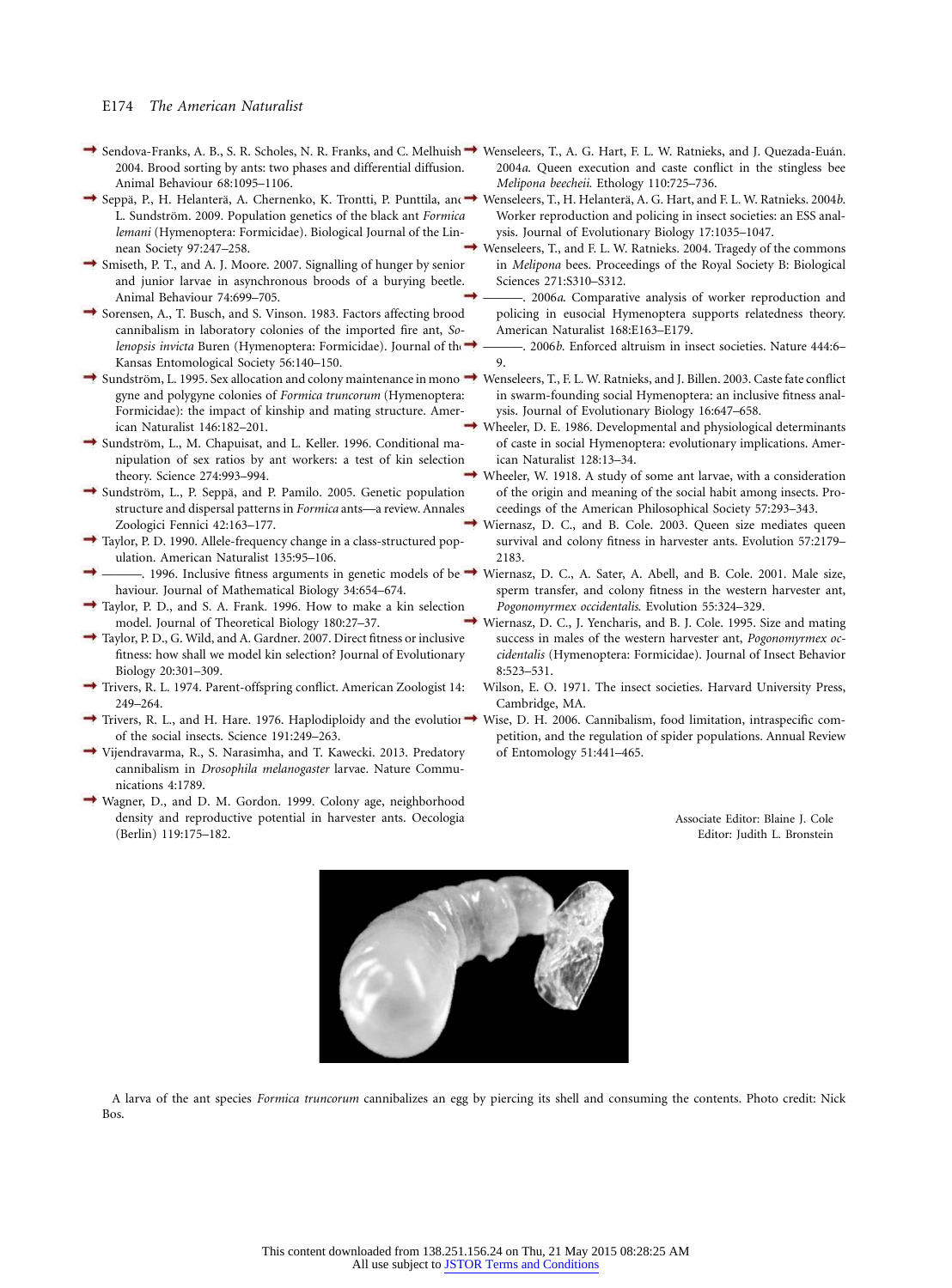Sendova-Franks, A. B., S. R. Scholes, N. R. Franks, and C. Melhuish. 2004. Brood sorting by ants: two phases and differential diffusion. Animal Behaviour 68:1095–1106.

Seppä, P., H. Helanterä, A. Chernenko, K. Trontti, P. Punttila, and L. Sundström. 2009. Population genetics of the black ant *Formica lemani* (Hymenoptera: Formicidae). Biological Journal of the Linnean Society 97:247–258.

Smiseth, P. T., and A. J. Moore. 2007. Signalling of hunger by senior and junior larvae in asynchronous broods of a burying beetle. Animal Behaviour 74:699–705.

Sorensen, A., T. Busch, and S. Vinson. 1983. Factors affecting brood cannibalism in laboratory colonies of the imported fire ant, *Solenopsis invicta* Buren (Hymenoptera: Formicidae). Journal of the Kansas Entomological Society 56:140–150.

Sundström, L. 1995. Sex allocation and colony maintenance in monogyne and polygyne colonies of *Formica truncorum* (Hymenoptera: Formicidae): the impact of kinship and mating structure. American Naturalist 146:182–201.

Sundström, L., M. Chapuisat, and L. Keller. 1996. Conditional manipulation of sex ratios by ant workers: a test of kin selection theory. Science 274:993–994.

Sundström, L., P. Seppä, and P. Pamilo. 2005. Genetic population structure and dispersal patterns in *Formica* ants—a review. Annales Zoologici Fennici 42:163–177.

Taylor, P. D. 1990. Allele-frequency change in a class-structured population. American Naturalist 135:95–106.

———. 1996. Inclusive fitness arguments in genetic models of behaviour. Journal of Mathematical Biology 34:654–674.

Taylor, P. D., and S. A. Frank. 1996. How to make a kin selection model. Journal of Theoretical Biology 180:27–37.

Taylor, P. D., G. Wild, and A. Gardner. 2007. Direct fitness or inclusive fitness: how shall we model kin selection? Journal of Evolutionary Biology 20:301–309.

Trivers, R. L. 1974. Parent-offspring conflict. American Zoologist 14: 249–264.

Trivers, R. L., and H. Hare. 1976. Haplodiploidy and the evolution of the social insects. Science 191:249–263.

Vijendravarma, R., S. Narasimha, and T. Kawecki. 2013. Predatory cannibalism in *Drosophila melanogaster* larvae. Nature Communications 4:1789.

Wagner, D., and D. M. Gordon. 1999. Colony age, neighborhood density and reproductive potential in harvester ants. Oecologia (Berlin) 119:175–182.

Wenseleers, T., A. G. Hart, F. L. W. Ratnieks, and J. Quezada-Euán. 2004*a*. Queen execution and caste conflict in the stingless bee *Melipona beecheii*. Ethology 110:725–736.

Wenseleers, T., H. Helanterä, A. G. Hart, and F. L. W. Ratnieks. 2004*b*. Worker reproduction and policing in insect societies: an ESS analysis. Journal of Evolutionary Biology 17:1035–1047.

Wenseleers, T., and F. L. W. Ratnieks. 2004. Tragedy of the commons in *Melipona* bees. Proceedings of the Royal Society B: Biological Sciences 271:S310–S312.

———. 2006*a*. Comparative analysis of worker reproduction and policing in eusocial Hymenoptera supports relatedness theory. American Naturalist 168:E163–E179.

———. 2006*b*. Enforced altruism in insect societies. Nature 444:6–9.

Wenseleers, T., F. L. W. Ratnieks, and J. Billen. 2003. Caste fate conflict in swarm-founding social Hymenoptera: an inclusive fitness analysis. Journal of Evolutionary Biology 16:647–658.

Wheeler, D. E. 1986. Developmental and physiological determinants of caste in social Hymenoptera: evolutionary implications. American Naturalist 128:13–34.

Wheeler, W. 1918. A study of some ant larvae, with a consideration of the origin and meaning of the social habit among insects. Proceedings of the American Philosophical Society 57:293–343.

Wiernasz, D. C., and B. Cole. 2003. Queen size mediates queen survival and colony fitness in harvester ants. Evolution 57:2179–2183.

Wiernasz, D. C., A. Sater, A. Abell, and B. Cole. 2001. Male size, sperm transfer, and colony fitness in the western harvester ant, *Pogonomyrmex occidentalis*. Evolution 55:324–329.

Wiernasz, D. C., J. Yencharis, and B. J. Cole. 1995. Size and mating success in males of the western harvester ant, *Pogonomyrmex occidentalis* (Hymenoptera: Formicidae). Journal of Insect Behavior 8:523–531.

Wilson, E. O. 1971. The insect societies. Harvard University Press, Cambridge, MA.

Wise, D. H. 2006. Cannibalism, food limitation, intraspecific competition, and the regulation of spider populations. Annual Review of Entomology 51:441–465.

Associate Editor: Blaine J. Cole
Editor: Judith L. Bronstein

A larva of the ant species *Formica truncorum* cannibalizes an egg by piercing its shell and consuming the contents. Photo credit: Nick Bos.